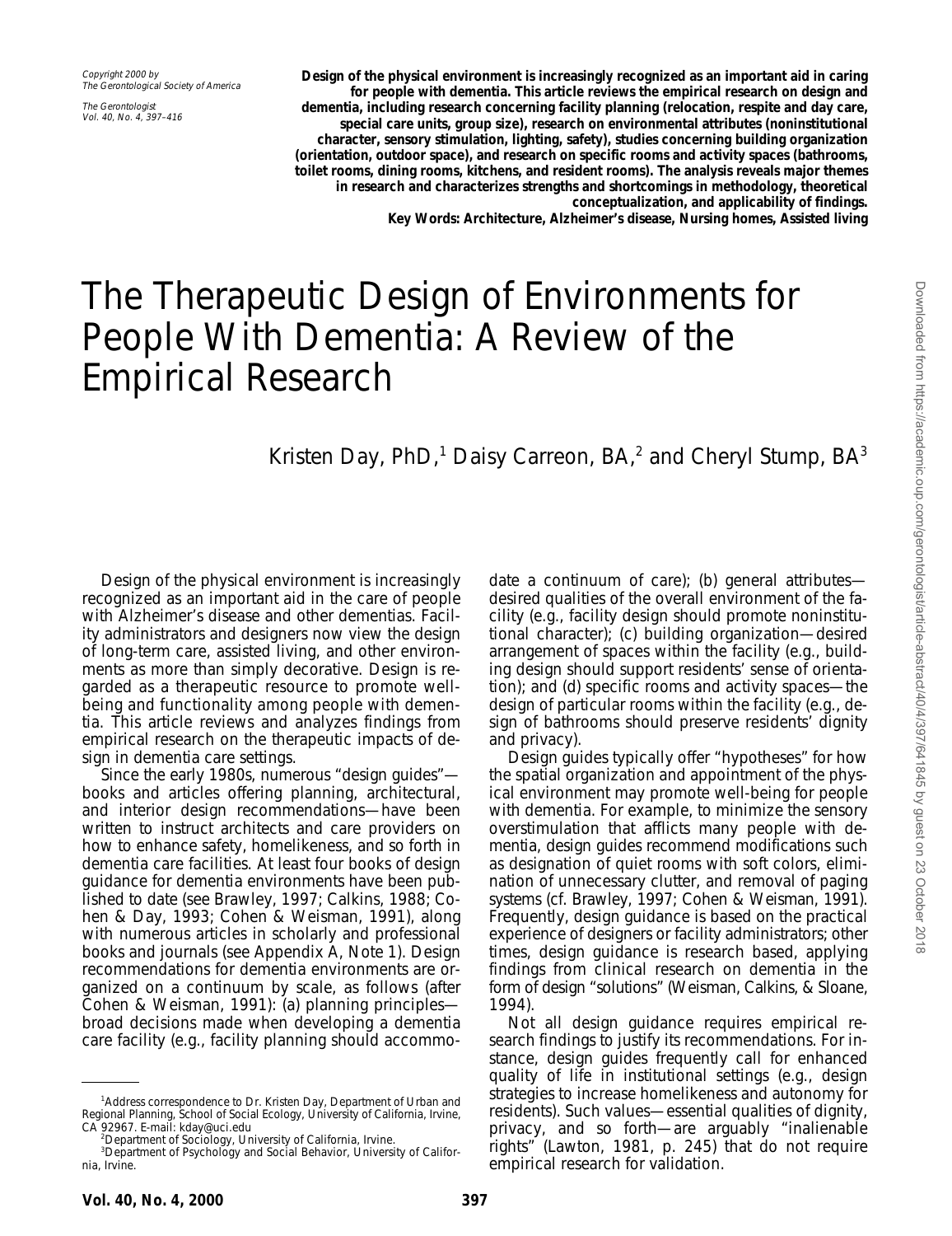Design of the physical environment is increasingly recognized as an important aid in caring for people with dementia. This article reviews the empirical research on design and dementia, including research concerning facility planning (relocation, respite and day care, special care units, group size), research on environmental attributes (noninstitutional character, sensory stimulation, lighting, safety), studies concerning building organization (orientation, outdoor space), and research on specific rooms and activity spaces (bathrooms, toilet rooms, dining rooms, kitchens, and resident rooms). The analysis reveals major themes in research and characterizes strengths and shortcomings in methodology, theoretical conceptualization, and applicability of findings.

**Key Words: Architecture, Alzheimer's disease, Nursing homes, Assisted living**

# The Therapeutic Design of Environments for People With Dementia: A Review of the Empirical Research

Kristen Day, PhD,[1] Daisy Carreon, BA,[2] and Cheryl Stump, BA[3]

Design of the physical environment is increasingly recognized as an important aid in the care of people with Alzheimer's disease and other dementias. Facility administrators and designers now view the design of long-term care, assisted living, and other environments as more than simply decorative. Design is regarded as a therapeutic resource to promote well-being and functionality among people with dementia. This article reviews and analyzes findings from empirical research on the therapeutic impacts of design in dementia care settings.

Since the early 1980s, numerous "design guides"—books and articles offering planning, architectural, and interior design recommendations—have been written to instruct architects and care providers on how to enhance safety, homelikeness, and so forth in dementia care facilities. At least four books of design guidance for dementia environments have been published to date (see Brawley, 1997; Calkins, 1988; Cohen & Day, 1993; Cohen & Weisman, 1991), along with numerous articles in scholarly and professional books and journals (see Appendix A, Note 1). Design recommendations for dementia environments are organized on a continuum by scale, as follows (after Cohen & Weisman, 1991): (a) planning principles—broad decisions made when developing a dementia care facility (e.g., facility planning should accommodate a continuum of care); (b) general attributes—desired qualities of the overall environment of the facility (e.g., facility design should promote noninstitutional character); (c) building organization—desired arrangement of spaces within the facility (e.g., building design should support residents' sense of orientation); and (d) specific rooms and activity spaces—the design of particular rooms within the facility (e.g., design of bathrooms should preserve residents' dignity and privacy).

Design guides typically offer "hypotheses" for how the spatial organization and appointment of the physical environment may promote well-being for people with dementia. For example, to minimize the sensory overstimulation that afflicts many people with dementia, design guides recommend modifications such as designation of quiet rooms with soft colors, elimination of unnecessary clutter, and removal of paging systems (cf. Brawley, 1997; Cohen & Weisman, 1991). Frequently, design guidance is based on the practical experience of designers or facility administrators; other times, design guidance is research based, applying findings from clinical research on dementia in the form of design "solutions" (Weisman, Calkins, & Sloane, 1994).

Not all design guidance requires empirical research findings to justify its recommendations. For instance, design guides frequently call for enhanced quality of life in institutional settings (e.g., design strategies to increase homelikeness and autonomy for residents). Such values—essential qualities of dignity, privacy, and so forth—are arguably "inalienable rights" (Lawton, 1981, p. 245) that do not require empirical research for validation.

[1] Address correspondence to Dr. Kristen Day, Department of Urban and Regional Planning, School of Social Ecology, University of California, Irvine, CA 92967. E-mail: kday@uci.edu

[2] Department of Sociology, University of California, Irvine.

[3] Department of Psychology and Social Behavior, University of California, Irvine.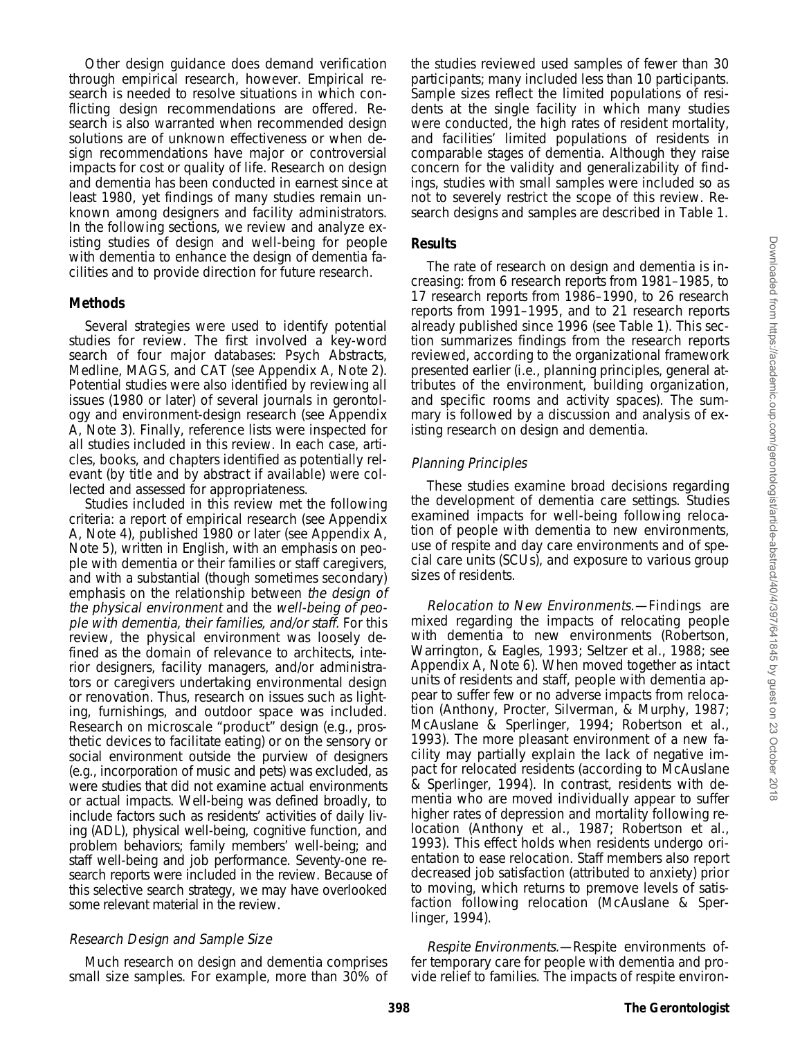Other design guidance does demand verification through empirical research, however. Empirical research is needed to resolve situations in which conflicting design recommendations are offered. Research is also warranted when recommended design solutions are of unknown effectiveness or when design recommendations have major or controversial impacts for cost or quality of life. Research on design and dementia has been conducted in earnest since at least 1980, yet findings of many studies remain unknown among designers and facility administrators. In the following sections, we review and analyze existing studies of design and well-being for people with dementia to enhance the design of dementia facilities and to provide direction for future research.

## Methods

Several strategies were used to identify potential studies for review. The first involved a key-word search of four major databases: Psych Abstracts, Medline, MAGS, and CAT (see Appendix A, Note 2). Potential studies were also identified by reviewing all issues (1980 or later) of several journals in gerontology and environment-design research (see Appendix A, Note 3). Finally, reference lists were inspected for all studies included in this review. In each case, articles, books, and chapters identified as potentially relevant (by title and by abstract if available) were collected and assessed for appropriateness.

Studies included in this review met the following criteria: a report of empirical research (see Appendix A, Note 4), published 1980 or later (see Appendix A, Note 5), written in English, with an emphasis on people with dementia or their families or staff caregivers, and with a substantial (though sometimes secondary) emphasis on the relationship between *the design of the physical environment* and the *well-being of people with dementia, their families, and/or staff.* For this review, the physical environment was loosely defined as the domain of relevance to architects, interior designers, facility managers, and/or administrators or caregivers undertaking environmental design or renovation. Thus, research on issues such as lighting, furnishings, and outdoor space was included. Research on microscale "product" design (e.g., prosthetic devices to facilitate eating) or on the sensory or social environment outside the purview of designers (e.g., incorporation of music and pets) was excluded, as were studies that did not examine actual environments or actual impacts. Well-being was defined broadly, to include factors such as residents' activities of daily living (ADL), physical well-being, cognitive function, and problem behaviors; family members' well-being; and staff well-being and job performance. Seventy-one research reports were included in the review. Because of this selective search strategy, we may have overlooked some relevant material in the review.

### *Research Design and Sample Size*

Much research on design and dementia comprises small size samples. For example, more than 30% of the studies reviewed used samples of fewer than 30 participants; many included less than 10 participants. Sample sizes reflect the limited populations of residents at the single facility in which many studies were conducted, the high rates of resident mortality, and facilities' limited populations of residents in comparable stages of dementia. Although they raise concern for the validity and generalizability of findings, studies with small samples were included so as not to severely restrict the scope of this review. Research designs and samples are described in Table 1.

## Results

The rate of research on design and dementia is increasing: from 6 research reports from 1981–1985, to 17 research reports from 1986–1990, to 26 research reports from 1991–1995, and to 21 research reports already published since 1996 (see Table 1). This section summarizes findings from the research reports reviewed, according to the organizational framework presented earlier (i.e., planning principles, general attributes of the environment, building organization, and specific rooms and activity spaces). The summary is followed by a discussion and analysis of existing research on design and dementia.

### *Planning Principles*

These studies examine broad decisions regarding the development of dementia care settings. Studies examined impacts for well-being following relocation of people with dementia to new environments, use of respite and day care environments and of special care units (SCUs), and exposure to various group sizes of residents.

*Relocation to New Environments.*—Findings are mixed regarding the impacts of relocating people with dementia to new environments (Robertson, Warrington, & Eagles, 1993; Seltzer et al., 1988; see Appendix A, Note 6). When moved together as intact units of residents and staff, people with dementia appear to suffer few or no adverse impacts from relocation (Anthony, Procter, Silverman, & Murphy, 1987; McAuslane & Sperlinger, 1994; Robertson et al., 1993). The more pleasant environment of a new facility may partially explain the lack of negative impact for relocated residents (according to McAuslane & Sperlinger, 1994). In contrast, residents with dementia who are moved individually appear to suffer higher rates of depression and mortality following relocation (Anthony et al., 1987; Robertson et al., 1993). This effect holds when residents undergo orientation to ease relocation. Staff members also report decreased job satisfaction (attributed to anxiety) prior to moving, which returns to premove levels of satisfaction following relocation (McAuslane & Sperlinger, 1994).

*Respite Environments.*—Respite environments offer temporary care for people with dementia and provide relief to families. The impacts of respite environ-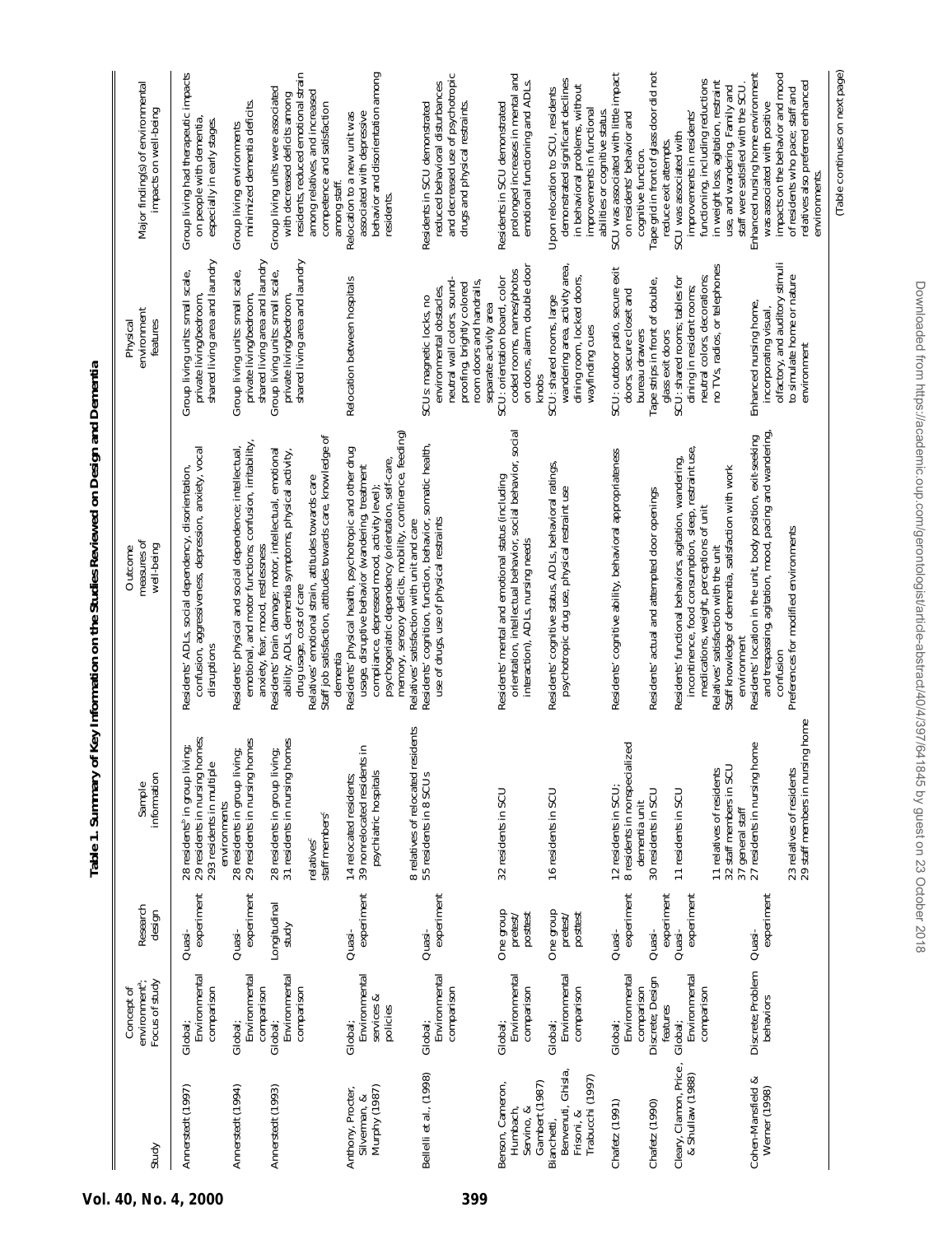**Table 1. Summary of Key Information on the Studies Reviewed on Design and Dementia**

| Study | Concept of environment[a]; Focus of study | Research design | Sample information | Outcome measures of well-being | Physical environment features | Major finding(s) of environmental impacts on well-being |
|---|---|---|---|---|---|---|
| Annerstedt (1997) | Global; Environmental comparison | Quasi-experiment | 28 residents[b] in group living; 29 residents in nursing homes; 293 residents in multiple environments | Residents' ADLs, social dependency, disorientation, confusion, aggressiveness, depression, anxiety, vocal disruptions | Group living units: small scale, private living/bedroom, shared living area and laundry | Group living had therapeutic impacts on people with dementia, especially in early stages. |
| Annerstedt (1994) | Global; Environmental comparison | Quasi-experiment | 28 residents in group living; 29 residents in nursing homes | Residents' physical and social dependence; intellectual, emotional, and motor functions; confusion, irritability, anxiety, fear, mood, restlessness | Group living units: small scale, private living/bedroom, shared living area and laundry | Group living environments minimized dementia deficits. |
| Annerstedt (1993) | Global; Environmental comparison | Longitudinal study | 28 residents in group living; 31 residents in nursing homes<br>relatives[c]<br>staff members[c] | Residents' brain damage; motor, intellectual, emotional ability; ADLs, dementia symptoms, physical activity, drug usage, cost of care<br>Relatives' emotional strain, attitudes towards care<br>Staff job satisfaction, attitudes towards care, knowledge of dementia | Group living units: small scale, private living/bedroom, shared living area and laundry | Group living units were associated with decreased deficits among residents, reduced emotional strain among relatives, and increased competence and satisfaction among staff. |
| Anthony, Procter, Silverman, & Murphy (1987) | Global; Environmental services & policies | Quasi-experiment | 14 relocated residents; 39 nonrelocated residents in psychiatric hospitals<br>8 relatives of relocated residents | Residents' physical health, psychotropic and other drug usage, disruptive behavior (wandering, treatment compliance, depressed mood, activity level); psychogeriatric dependency (orientation, self-care, memory, sensory deficits, mobility, continence, feeding)<br>Relatives' satisfaction with unit and care | Relocation between hospitals | Relocation to a new unit was associated with depressive behavior and disorientation among residents. |
| Bellelli et al., (1998) | Global; Environmental comparison | Quasi-experiment | 55 residents in 8 SCUs | Residents' cognition, function, behavior, somatic health, use of drugs, use of physical restraints | SCUs: magnetic locks, no environmental obstacles, neutral wall colors, sound-proofing, brightly colored room doors and handrails, separate activity area | Residents in SCU demonstrated reduced behavioral disturbances and decreased use of psychotropic drugs and physical restraints. |
| Benson, Cameron, Humbach, Servino, & Gambert (1987) | Global; Environmental comparison | One group pretest/posttest | 32 residents in SCU | Residents' mental and emotional status (including orientation, intellectual behavior, social behavior, social interaction), ADLs, nursing needs | SCU: orientation board, color coded rooms, names/photos on doors, alarm, double door knobs | Residents in SCU demonstrated prolonged increases in mental and emotional functioning and ADLs. |
| Bianchetti, Benvenuti, Ghisla, Frisoni, & Trabucchi (1997) | Global; Environmental comparison | One group pretest/posttest | 16 residents in SCU | Residents' cognitive status, ADLs, behavioral ratings, psychotropic drug use, physical restraint use | SCU: shared rooms, large wandering area, activity area, dining room, locked doors, wayfinding cues | Upon relocation to SCU, residents demonstrated significant declines in behavioral problems, without improvements in functional abilities or cognitive status. |
| Chafetz (1991) | Global; Environmental comparison | Quasi-experiment | 12 residents in SCU; 8 residents in nonspecialized dementia unit | Residents' cognitive ability, behavioral appropriateness | SCU: outdoor patio, secure exit doors, secure closet and bureau drawers | SCU was associated with little impact on residents' behavior and cognitive function. |
| Chafetz (1990) | Discrete; Design features | Quasi-experiment | 30 residents in SCU | Residents' actual and attempted door openings | Tape strips in front of double, glass exit doors | Tape grid in front of glass door did not reduce exit attempts. |
| Cleary, Clamon, Price, & Shullaw (1988) | Global; Environmental comparison | Quasi-experiment | 11 residents in SCU<br>11 relatives of residents<br>32 staff members in SCU<br>37 general staff | Residents' functional behaviors, agitation, wandering, incontinence, food consumption, sleep, restraint use, medications, weight, perceptions of unit<br>Relatives' satisfaction with the unit<br>Staff knowledge of dementia, satisfaction with work environment | SCU: shared rooms; tables for dining in resident rooms; neutral colors, decorations; no TVs, radios, or telephones | SCU was associated with improvements in residents' functioning, including reductions in weight loss, agitation, restraint use, and wandering. Family and staff were satisfied with the SCU. |
| Cohen-Mansfield & Werner (1998) | Discrete; Problem behaviors | Quasi-experiment | 27 residents in nursing home<br>23 relatives of residents<br>29 staff members in nursing home | Residents' location in the unit, body position, exit-seeking and trespassing, agitation, mood, pacing and wandering, confusion<br>Preferences for modified environments | Enhanced nursing home, incorporating visual, olfactory, and auditory stimuli to simulate home or nature environment | Enhanced nursing home environment was associated with positive impacts on the behavior and mood of residents who pace; staff and relatives also preferred enhanced environments. |

(Table continues on next page)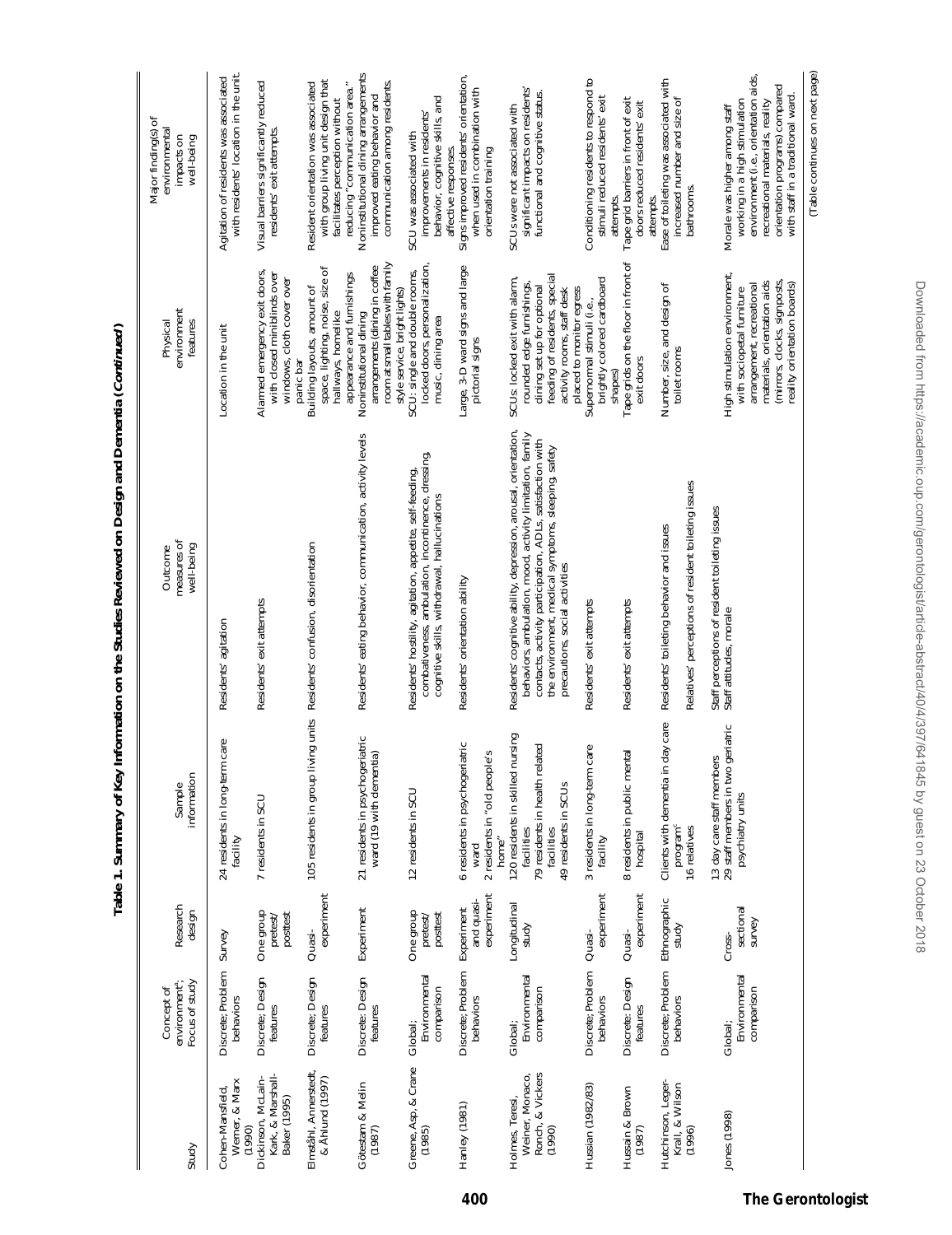**Table 1. Summary of Key Information on the Studies Reviewed on Design and Dementia (*Continued*)**

| Study | Concept of environment[a]; Focus of study | Research design | Sample information | Outcome measures of well-being | Physical environment features | Major finding(s) of environmental impacts on well-being |
|---|---|---|---|---|---|---|
| Cohen-Mansfield, Werner, & Marx (1990) | Discrete; Problem behaviors | Survey | 24 residents in long-term care facility | Residents' agitation | Location in the unit | Agitation of residents was associated with residents' location in the unit. |
| Dickinson, McLain-Kark, & Marshall-Baker (1995) | Discrete; Design features | One group pretest/ posttest | 7 residents in SCU | Residents' exit attempts | Alarmed emergency exit doors, with closed miniblinds over windows, cloth cover over panic bar | Visual barriers significantly reduced residents' exit attempts. |
| Elmståhl, Annerstedt, & Åhlund (1997) | Discrete; Design features | Quasi-experiment | 105 residents in group living units | Residents' confusion, disorientation | Building layouts, amount of space, lighting, noise, size of hallways, homelike appearance and furnishings | Resident orientation was associated with group living unit design that facilitates perception without reducing "communication area." |
| Götestam & Melin (1987) | Discrete: Design features | Experiment | 21 residents in psychogeriatric ward (19 with dementia) | Residents' eating behavior, communication, activity levels | Noninstitutional dining arrangements (dining in coffee room at small tables with family style service, bright lights) | Noninstitutional dining arrangements improved eating behavior and communication among residents. |
| Greene, Asp, & Crane (1985) | Global; Environmental comparison | One group pretest/ posttest | 12 residents in SCU | Residents' hostility, agitation, appetite, self-feeding, combativeness, ambulation, incontinence, dressing, cognitive skills, withdrawal, hallucinations | SCU: single and double rooms, locked doors, personalization, music, dining area | SCU was associated with improvements in residents' behavior, cognitive skills, and affective responses. |
| Hanley (1981) | Discrete; Problem behaviors | Experiment and quasi-experiment | 6 residents in psychogeriatric ward<br>2 residents in "old people's home" | Residents' orientation ability | Large, 3-D ward signs and large pictorial signs | Signs improved residents' orientation, when used in combination with orientation training |
| Holmes, Teresi, Weiner, Monaco, Ronch, & Vickers (1990) | Global; Environmental comparison | Longitudinal study | 120 residents in skilled nursing facilities<br>79 residents in health related facilities<br>49 residents in SCUs | Residents' cognitive ability, depression, arousal, orientation, behaviors, ambulation, mood, activity limitation, family contacts, activity participation, ADLs, satisfaction with the environment, medical symptoms, sleeping, safety precautions, social activities | SCUs: locked exit with alarm, rounded edge furnishings, dining set up for optional feeding of residents, special activity rooms, staff desk placed to monitor egress | SCUs were not associated with significant impacts on residents' functional and cognitive status. |
| Hussian (1982/83) | Discrete; Problem behaviors | Quasi-experiment | 3 residents in long-term care facility | Residents' exit attempts | Supernormal stimuli (i.e., brightly colored cardboard shapes) | Conditioning residents to respond to stimuli reduced residents' exit attempts. |
| Hussain & Brown (1987) | Discrete: Design features | Quasi-experiment | 8 residents in public mental hospital | Residents' exit attempts | Tape grids on the floor in front of exit doors | Tape grid barriers in front of exit doors reduced residents' exit attempts. |
| Hutchinson, Leger-Krall, & Wilson (1996) | Discrete; Problem behaviors | Ethnographic study | Clients with dementia in day care program[c]<br>16 relatives<br>13 day care staff members | Residents' toileting behavior and issues<br>Relatives' perceptions of resident toileting issues<br>Staff perceptions of resident toileting issues | Number, size, and design of toilet rooms | Ease of toileting was associated with increased number and size of bathrooms. |
| Jones (1998) | Global; Environmental comparison | Cross-sectional survey | 29 staff members in two geriatric psychiatry units | Staff attitudes, morale | High stimulation environment, with sociopetal furniture arrangement, recreational materials, orientation aids (mirrors, clocks, signposts, reality orientation boards) | Morale was higher among staff working in a high stimulation environment (i.e., orientation aids, recreational materials, reality orientation programs) compared with staff in a traditional ward. |

(*Table continues on next page*)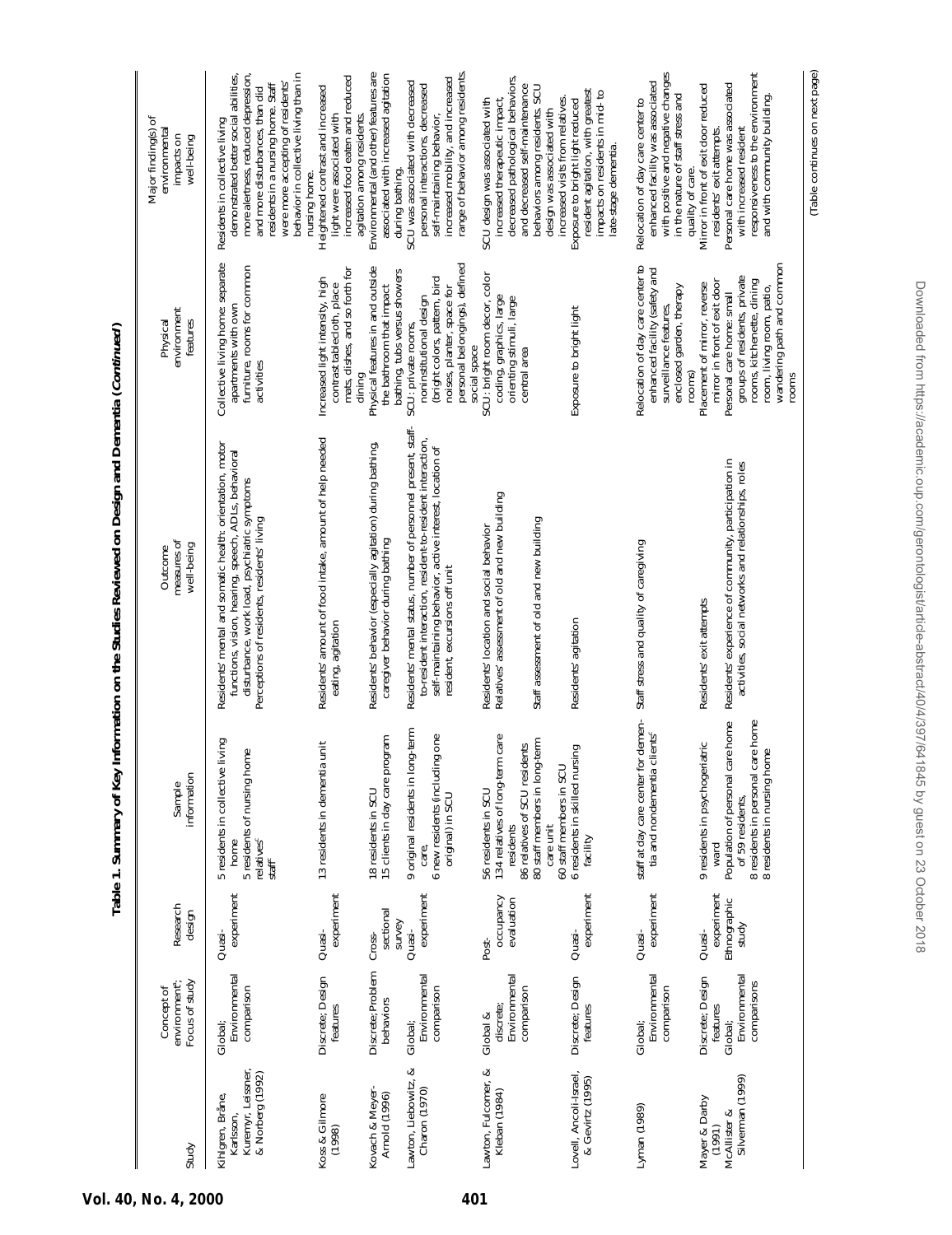**Table 1. Summary of Key Information on the Studies Reviewed on Design and Dementia (*Continued*)**

| Study | Concept of environment; Focus of study | Research design | Sample information | Outcome measures of well-being | Physical environment features | Major finding(s) of environmental impacts on well-being |
|---|---|---|---|---|---|---|
| Kihlgren, Bråne, Karlsson, Kuremyr, Leissner, & Norberg (1992) | Global; Environmental comparison | Quasi-experiment | 5 residents in collective living home<br>5 residents of nursing home relatives[c]<br>staff | Residents' mental and somatic health: orientation, motor functions, vision, hearing, speech, ADLs, behavioral disturbance, work load, psychiatric symptoms<br>Perceptions of residents, residents' living | Collective living home: separate apartments with own furniture, rooms for common activities | Residents in collective living demonstrated better social abilities, more alertness, reduced depression, and more disturbances, than did residents in a nursing home. Staff were more accepting of residents' behavior in collective living than in nursing home. |
| Koss & Gilmore (1998) | Discrete; Design features | Quasi-experiment | 13 residents in dementia unit | Residents' amount of food intake, amount of help needed eating, agitation | Increased light intensity, high contrast tablecloth, place mats, dishes, and so forth for dining | Heightened contrast and increased light were associated with increased food eaten and reduced agitation among residents. |
| Kovach & Meyer-Arnold (1996) | Discrete; Problem behaviors | Cross-sectional survey | 18 residents in SCU<br>15 clients in day care program | Residents' behavior (especially agitation) during bathing, caregiver behavior during bathing | Physical features in and outside the bathroom that impact bathing, tubs versus showers | Environmental (and other) features are associated with increased agitation during bathing. |
| Lawton, Liebowitz, & Charon (1970) | Global; Environmental comparison | Quasi-experiment | 9 original residents in long-term care,<br>6 new residents (including one original) in SCU | Residents' mental status, number of personnel present, staff-to-resident interaction, resident-to-resident interaction, self-maintaining behavior, active interest, location of resident, excursions off unit | SCU: private rooms, noninstitutional design (bright colors, pattern, bird noises, planter, space for personal belongings), defined social space | SCU was associated with decreased personal interactions, decreased self-maintaining behavior, increased mobility, and increased range of behavior among residents. |
| Lawton, Fulcomer, & Kleban (1984) | Global & discrete; Environmental comparison | Post-occupancy evaluation | 56 residents in SCU<br>134 relatives of long-term care residents<br>86 relatives of SCU residents<br>80 staff members in long-term care unit<br>60 staff members in SCU | Residents' location and social behavior<br>Relatives' assessment of old and new building<br><br>Staff assessment of old and new building | SCU: bright room decor, color coding, graphics, large orienting stimuli, large central area | SCU design was associated with increased therapeutic impact, decreased pathological behaviors, and decreased self-maintenance behaviors among residents. SCU design was associated with increased visits from relatives. |
| Lovell, Ancoli-Israel, & Gevirtz (1995) | Discrete; Design features | Quasi-experiment | 6 residents in skilled nursing facility | Residents' agitation | Exposure to bright light | Exposure to bright light reduced resident agitation, with greatest impacts on residents in mid- to late-stage dementia. |
| Lyman (1989) | Global; Environmental comparison | Quasi-experiment | staff at day care center for dementia and nondementia clients[c] | Staff stress and quality of caregiving | Relocation of day care center to enhanced facility (safety and surveillance features, enclosed garden, therapy rooms) | Relocation of day care center to enhanced facility was associated with positive and negative changes in the nature of staff stress and quality of care. |
| Mayer & Darby (1991) | Discrete; Design features | Quasi-experiment | 9 residents in psychogeriatric ward | Residents' exit attempts | Placement of mirror, reverse mirror in front of exit door | Mirror in front of exit door reduced residents' exit attempts. |
| McAllister & Silverman (1999) | Global; Environmental comparisons | Ethnographic study | Population of personal care home of 59 residents,<br>8 residents in personal care home<br>8 residents in nursing home | Residents' experience of community, participation in activities, social networks and relationships, roles | Personal care home: small groups of residents, private rooms, kitchenette, dining room, living room, patio, wandering path and common rooms | Personal care home was associated with increased resident responsiveness to the environment and with community building. |

(Table continues on next page)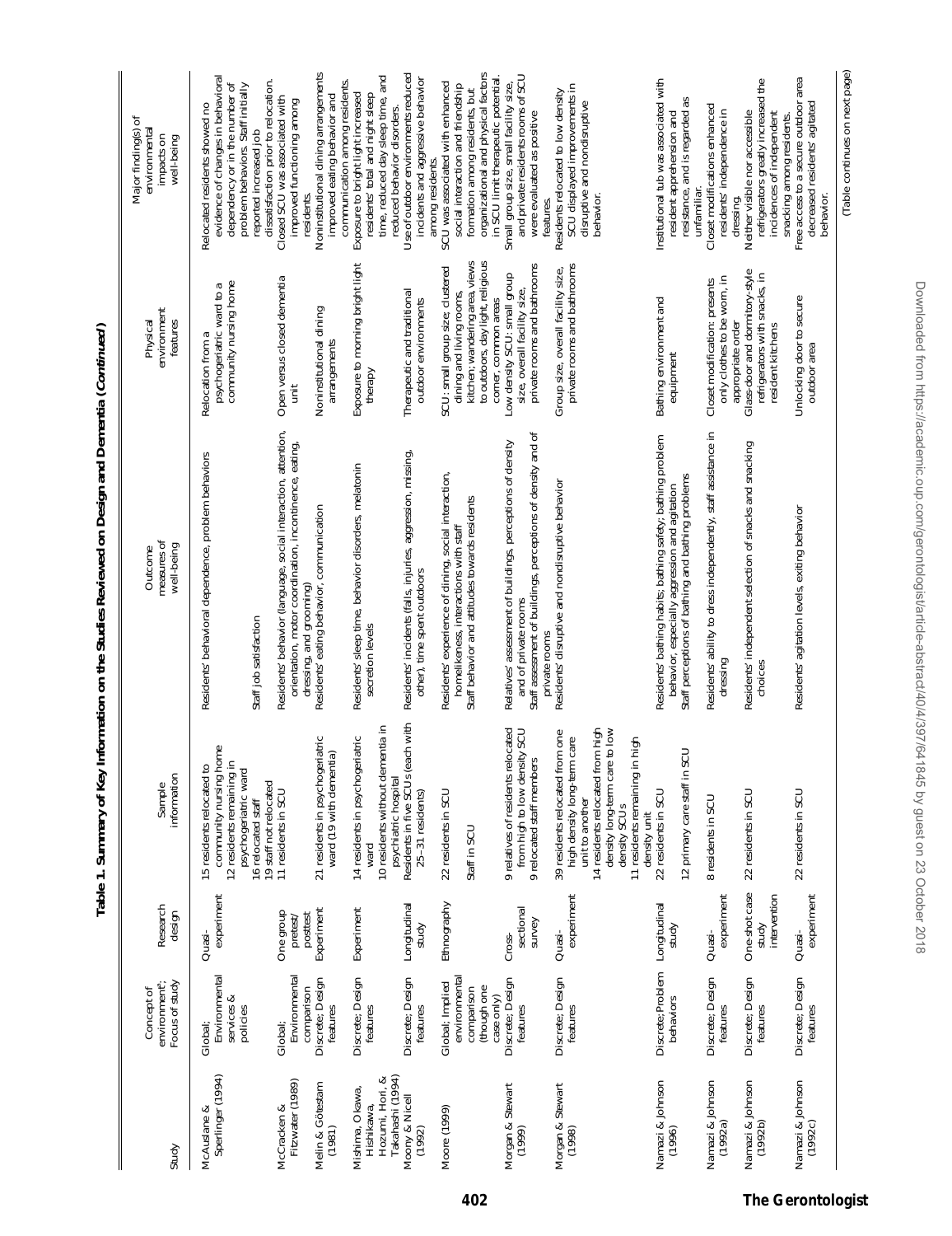**Table 1. Summary of Key Information on the Studies Reviewed on Design and Dementia (*Continued*)**

| Study | Concept of environment[a]; Focus of study | Research design | Sample information | Outcome measures of well-being | Physical environment features | Major finding(s) of environmental impacts on well-being |
|---|---|---|---|---|---|---|
| McAuslane & Sperlinger (1994) | Global; Environmental services & policies | Quasi-experiment | 15 residents relocated to community nursing home<br>12 residents remaining in psychogeriatric ward<br>16 relocated staff<br>19 staff not relocated | Residents' behavioral dependence, problem behaviors<br><br>Staff job satisfaction | Relocation from a psychogeriatric ward to a community nursing home | Relocated residents showed no evidence of changes in behavioral dependency or in the number of problem behaviors. Staff initially reported increased job dissatisfaction prior to relocation. |
| McCracken & Fitzwater (1989) | Global; Environmental comparison | One group pretest/ posttest | 11 residents in SCU | Residents' behavior (language, social interaction, attention, orientation, motor coordination, incontinence, eating, dressing, and grooming) | Open versus closed dementia unit | Closed SCU was associated with improved functioning among residents. |
| Melin & Götestam (1981) | Discrete; Design features | Experiment | 21 residents in psychogeriatric ward (19 with dementia) | Residents' eating behavior, communication | Noninstitutional dining arrangements | Noninstitutional dining arrangements improved eating behavior and communication among residents. |
| Mishima, Okawa, Hishikawa, Hozumi, Hori, & Takahashi (1994) | Discrete; Design features | Experiment | 14 residents in psychogeriatric ward<br>10 residents without dementia in psychiatric hospital | Residents' sleep time, behavior disorders, melatonin secretion levels | Exposure to morning bright light therapy | Exposure to bright light increased residents' total and night sleep time, reduced day sleep time, and reduced behavior disorders. |
| Mooney & Nicell (1992) | Discrete; Design features | Longitudinal study | Residents in five SCUs (each with 25–31 residents) | Residents' incidents (falls, injuries, aggression, missing, other), time spent outdoors | Therapeutic and traditional outdoor environments | Use of outdoor environments reduced incidents and aggressive behavior among residents. |
| Moore (1999) | Global; Implied environmental comparison (though one case only) | Ethnography | 22 residents in SCU<br><br>Staff in SCU | Residents' experience of dining, social interaction, homelikeness, interactions with staff<br>Staff behavior and attitudes towards residents | SCU: small group size, clustered dining and living rooms, kitchen; wandering area, views to outdoors, day light, religious corner, common areas | SCU was associated with enhanced social interaction and friendship formation among residents, but organizational and physical factors in SCU limit therapeutic potential. |
| Morgan & Stewart (1999) | Discrete; Design features | Cross-sectional survey | 9 relatives of residents relocated from high to low density SCU<br>9 relocated staff members | Relatives' assessment of buildings, perceptions of density and of private rooms<br>Staff assessment of buildings, perceptions of density and of private rooms | Low density SCU: small group size, overall facility size, private rooms and bathrooms | Small group size, small facility size, and private residents rooms of SCU were evaluated as positive features. |
| Morgan & Stewart (1998) | Discrete; Design features | Quasi-experiment | 39 residents relocated from one high density long-term care unit to another<br>14 residents relocated from high density long-term care to low density SCUs<br>11 residents remaining in high density unit | Residents' disruptive and nondisruptive behavior | Group size, overall facility size, private rooms and bathrooms | Residents relocated to low density SCU displayed improvements in disruptive and nondisruptive behavior. |
| Namazi & Johnson (1996) | Discrete; Problem behaviors | Longitudinal study | 22 residents in SCU<br><br>12 primary care staff in SCU | Residents' bathing habits; bathing safety; bathing problem behavior, especially aggression and agitation<br>Staff perceptions of bathing and bathing problems | Bathing environment and equipment | Institutional tub was associated with resident apprehension and resistance, and is regarded as unfamiliar. |
| Namazi & Johnson (1992a) | Discrete; Design features | Quasi-experiment | 8 residents in SCU | Residents' ability to dress independently, staff assistance in dressing | Closet modification: presents only clothes to be worn, in appropriate order | Closet modifications enhanced residents' independence in dressing. |
| Namazi & Johnson (1992b) | Discrete; Design features | One-shot case study intervention | 22 residents in SCU | Residents' independent selection of snacks and snacking choices | Glass-door and dormitory-style refrigerators with snacks, in resident kitchens | Neither visible nor accessible refrigerators greatly increased the incidences of independent snacking among residents. |
| Namazi & Johnson (1992c) | Discrete; Design features | Quasi-experiment | 22 residents in SCU | Residents' agitation levels, exiting behavior | Unlocking door to secure outdoor area | Free access to a secure outdoor area decreased residents' agitated behavior. |

(Table continues on next page)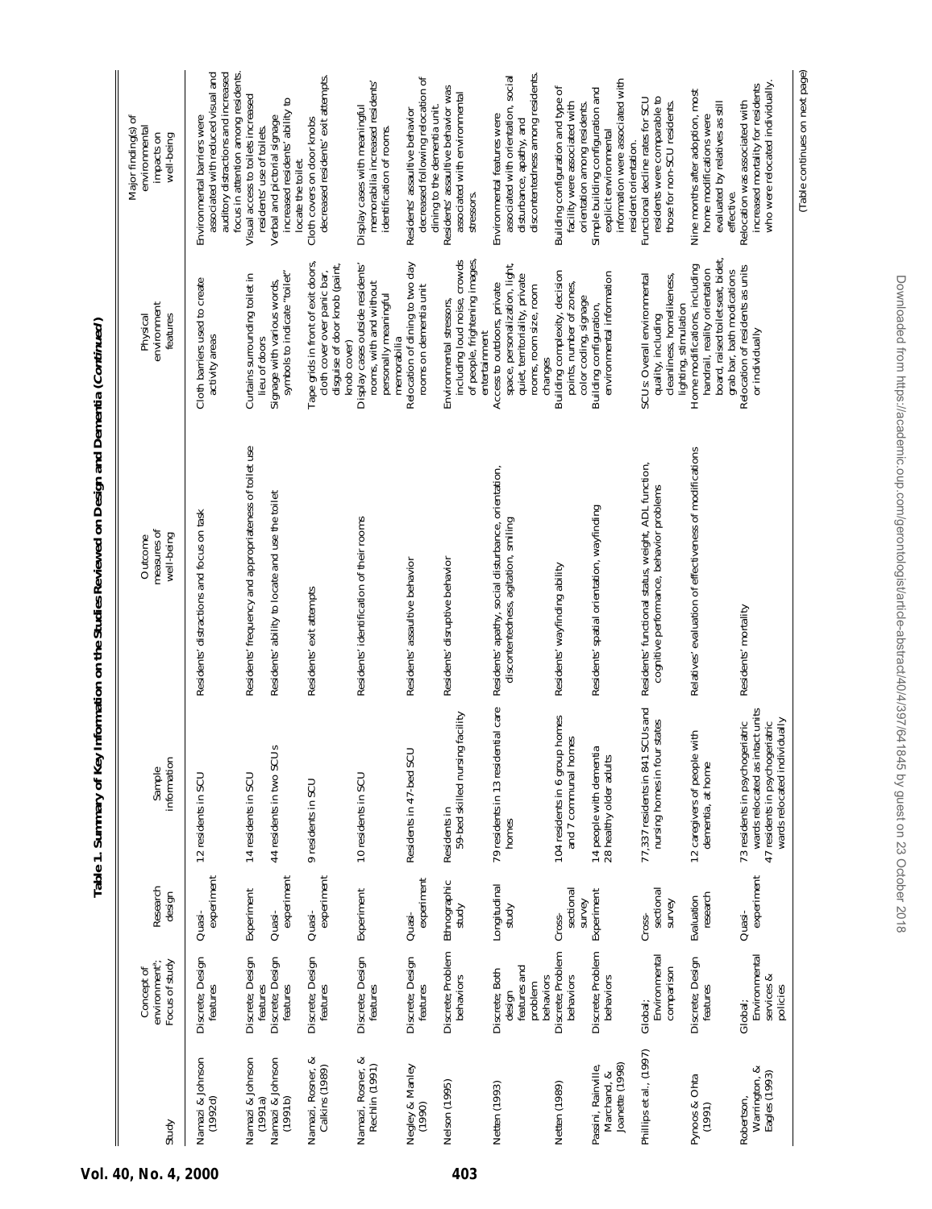**Table 1. Summary of Key Information on the Studies Reviewed on Design and Dementia (*Continued*)**

| Study | Concept of environment[a]; Focus of study | Research design | Sample information | Outcome measures of well-being | Physical environment features | Major finding(s) of environmental impacts on well-being |
|---|---|---|---|---|---|---|
| Namazi & Johnson (1992d) | Discrete; Design features | Quasi-experiment | 12 residents in SCU | Residents' distractions and focus on task | Cloth barriers used to create activity areas | Environmental barriers were associated with reduced visual and auditory distractions and increased focus in attention among residents. |
| Namazi & Johnson (1991a) | Discrete; Design features | Experiment | 14 residents in SCU | Residents' frequency and appropriateness of toilet use | Curtains surrounding toilet in lieu of doors | Visual access to toilets increased residents' use of toilets. |
| Namazi & Johnson (1991b) | Discrete; Design features | Quasi-experiment | 44 residents in two SCUs | Residents' ability to locate and use the toilet | Signage with various words, symbols to indicate "toilet" | Verbal and pictorial signage increased residents' ability to locate the toilet. |
| Namazi, Rosner, & Calkins (1989) | Discrete; Design features | Quasi-experiment | 9 residents in SCU | Residents' exit attempts | Tape grids in front of exit doors, cloth cover over panic bar, disguise of door knob (paint, knob cover) | Cloth covers on door knobs decreased residents' exit attempts. |
| Namazi, Rosner, & Rechlin (1991) | Discrete; Design features | Experiment | 10 residents in SCU | Residents' identification of their rooms | Display cases outside residents' rooms, with and without personally meaningful memorabilia | Display cases with meaningful memorabilia increased residents' identification of rooms. |
| Negley & Manley (1990) | Discrete; Design features | Quasi-experiment | Residents in 47-bed SCU | Residents' assaultive behavior | Relocation of dining to two day rooms on dementia unit | Residents' assaultive behavior decreased following relocation of dining to the dementia unit. |
| Nelson (1995) | Discrete; Problem behaviors | Ethnographic study | Residents in 59-bed skilled nursing facility | Residents' disruptive behavior | Environmental stressors, including loud noise, crowds of people, frightening images, entertainment | Residents' assaultive behavior was associated with environmental stressors. |
| Netten (1993) | Discrete; Both design features and problem behaviors | Longitudinal study | 79 residents in 13 residential care homes | Residents' apathy, social disturbance, orientation, discontentedness, agitation, smiling | Access to outdoors, private space, personalization, light, quiet, territoriality, private rooms, room size, room changes | Environmental features were associated with orientation, social disturbance, apathy, and discontentedness among residents. |
| Netten (1989) | Discrete; Problem behaviors | Cross-sectional survey | 104 residents in 6 group homes and 7 communal homes | Residents' wayfinding ability | Building complexity, decision points, number of zones, color coding, signage | Building configuration and type of facility were associated with orientation among residents. |
| Passini, Rainville, Marchand, & Joanette (1998) | Discrete; Problem behaviors | Experiment | 14 people with dementia<br>28 healthy older adults | Residents' spatial orientation, wayfinding | Building configuration, environmental information | Simple building configuration and explicit environmental information were associated with resident orientation. |
| Phillips et al., (1997) | Global; Environmental comparison | Cross-sectional survey | 77,337 residents in 841 SCUs and nursing homes in four states | Residents' functional status, weight, ADL function, cognitive performance, behavior problems | SCUs: Overall environmental quality, including cleanliness, homelikeness, lighting, stimulation | Functional decline rates for SCU residents were comparable to those for non-SCU residents. |
| Pynoos & Ohta (1991) | Discrete; Design features | Evaluation research | 12 caregivers of people with dementia, at home | Relatives' evaluation of effectiveness of modifications | Home modifications, including handrail, reality orientation board, raised toilet seat, bidet, grab bar, bath modifications | Nine months after adoption, most home modifications were evaluated by relatives as still effective. |
| Robertson, Warrington, & Eagles (1993) | Global; Environmental services & policies | Quasi-experiment | 73 residents in psychogeriatric wards relocated as intact units<br>47 residents in psychogeriatric wards relocated individually | Residents' mortality | Relocation of residents as units or individually | Relocation was associated with increased mortality for residents who were relocated individually. |

(Table continues on next page)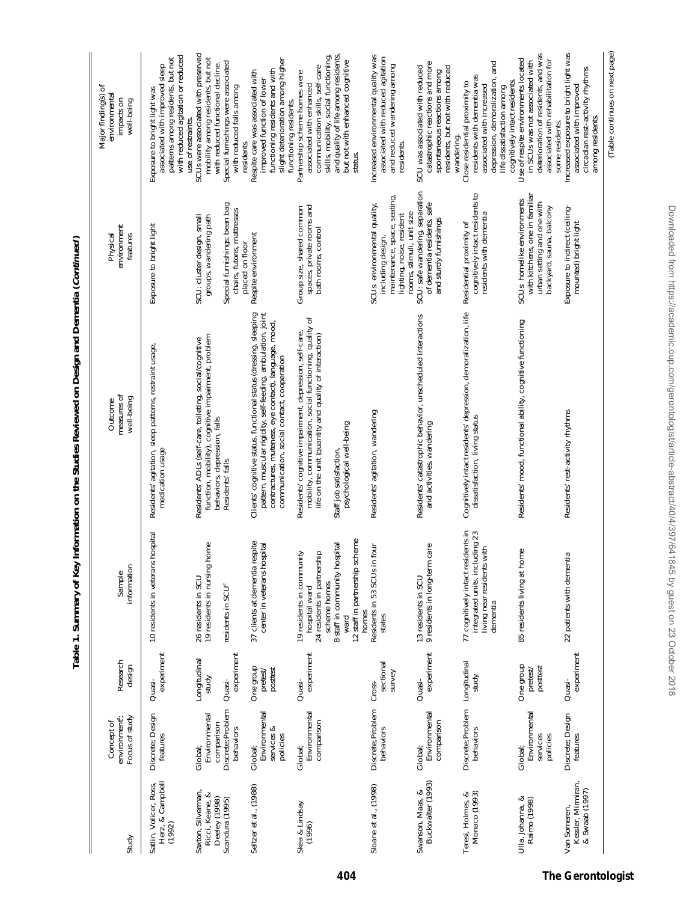**Table 1. Summary of Key Information on the Studies Reviewed on Design and Dementia (*Continued*)**

| Study | Concept of environment[a]; Focus of study | Research design | Sample information | Outcome measures of well-being | Physical environment features | Major finding(s) of environmental impacts on well-being |
|---|---|---|---|---|---|---|
| Satlin, Volicer, Ross, Herz, & Campbell (1992) | Discrete; Design features | Quasi-experiment | 10 residents in veterans hospital | Residents' agitation, sleep patterns, restraint usage, medication usage | Exposure to bright light | Exposure to bright light was associated with improved sleep patterns among residents, but not with reduced agitation or reduced use of restraints. |
| Saxton, Silverman, Ricci, Keane, & Deeley (1998) | Global; Environmental comparison | Longitudinal study | 26 residents in SCU 19 residents in nursing home | Residents' ADLs (self-care, toileting, social/cognitive function, mobility), cognitive impairment, problem behaviors, depression, falls | SCU: cluster design, small groups, wandering path | SCUs were associated with preserved mobility among residents, but not with reduced functional decline. |
| Scandura (1995) | Discrete; Problem behaviors | Quasi-experiment | residents in SCU[c] | Residents' falls | Special furnishings: bean bag chairs, futons, mattresses placed on floor | Special furnishings were associated with reduced falls among residents. |
| Seltzer et al., (1988) | Global; Environmental services & policies | One group pretest/posttest | 37 clients at dementia respite center in veterans hospital | Clients' cognitive status, functional status (dressing, sleeping pattern, muscular rigidity, self-feeding, ambulation, joint contractures, muteness, eye contact), language, mood, communication, social contact, cooperation | Respite environment | Respite care was associated with improved function of lower functioning residents and with slight deterioration among higher functioning residents. |
| Skea & Lindsay (1996) | Global; Environmental comparison | Quasi-experiment | 19 residents in community hospital ward<br>24 residents in partnership scheme homes<br>8 staff in community hospital ward<br>12 staff in partnership scheme homes | Residents' cognitive impairment, depression, self-care, mobility, communication, social functioning, quality of life on the unit (quantity and quality of interaction)<br><br>Staff job satisfaction, psychological well-being | Group size, shared common spaces, private rooms and bath rooms, control | Partnership scheme homes were associated with enhanced communication skills, self-care skills, mobility, social functioning, and quality of life among residents, but not with enhanced cognitive status. |
| Sloane et al., (1998) | Discrete; Problem behaviors | Cross-sectional survey | Residents in 53 SCUs in four states | Residents' agitation, wandering | SCUs: environmental quality, including design, maintenance, space, seating, lighting, noise, resident rooms, stimuli, unit size | Increased environmental quality was associated with reduced agitation and reduced wandering among residents. |
| Swanson, Maas, & Buckwalter (1993) | Global; Environmental comparison | Quasi-experiment | 13 residents in SCU<br>9 residents in long-term care | Residents' catastrophic behavior, unscheduled interactions and activities, wandering | SCU: safe wandering, separation of dementia residents, safe and sturdy furnishings | SCU was associated with reduced catastrophic reactions and more spontaneous reactions among residents, but not with reduced wandering. |
| Teresi, Holmes, & Monaco (1993) | Discrete; Problem behaviors | Longitudinal study | 77 cognitively intact residents in integrated units, including 23 living near residents with dementia | Cognitively intact residents' depression, demoralization, life dissatisfaction, living status | Residential proximity of cognitively intact residents to residents with dementia | Close residential proximity to residents with dementia was associated with increased depression, demoralization, and life dissatisfaction among cognitively intact residents. |
| Ulla, Johanna, & Raimo (1998) | Global; Environmental services policies | One group pretest/posttest | 85 residents living at home | Residents' mood, functional ability, cognitive functioning | SCUs: homelike environments with kitchens, one in familiar urban setting and one with backyard, sauna, balcony | Use of respite environments located in SCUs was not associated with deterioration of residents, and was associated with rehabilitation for some residents. |
| Van Someren, Kessler, Mirmiran, & Swaab (1997) | Discrete; Design features | Quasi-experiment | 22 patients with dementia | Residents' rest–activity rhythms | Exposure to indirect (ceiling-mounted) bright light | Increased exposure to bright light was associated with improved circadian rest–activity rhythms among residents. |

(Table continues on next page)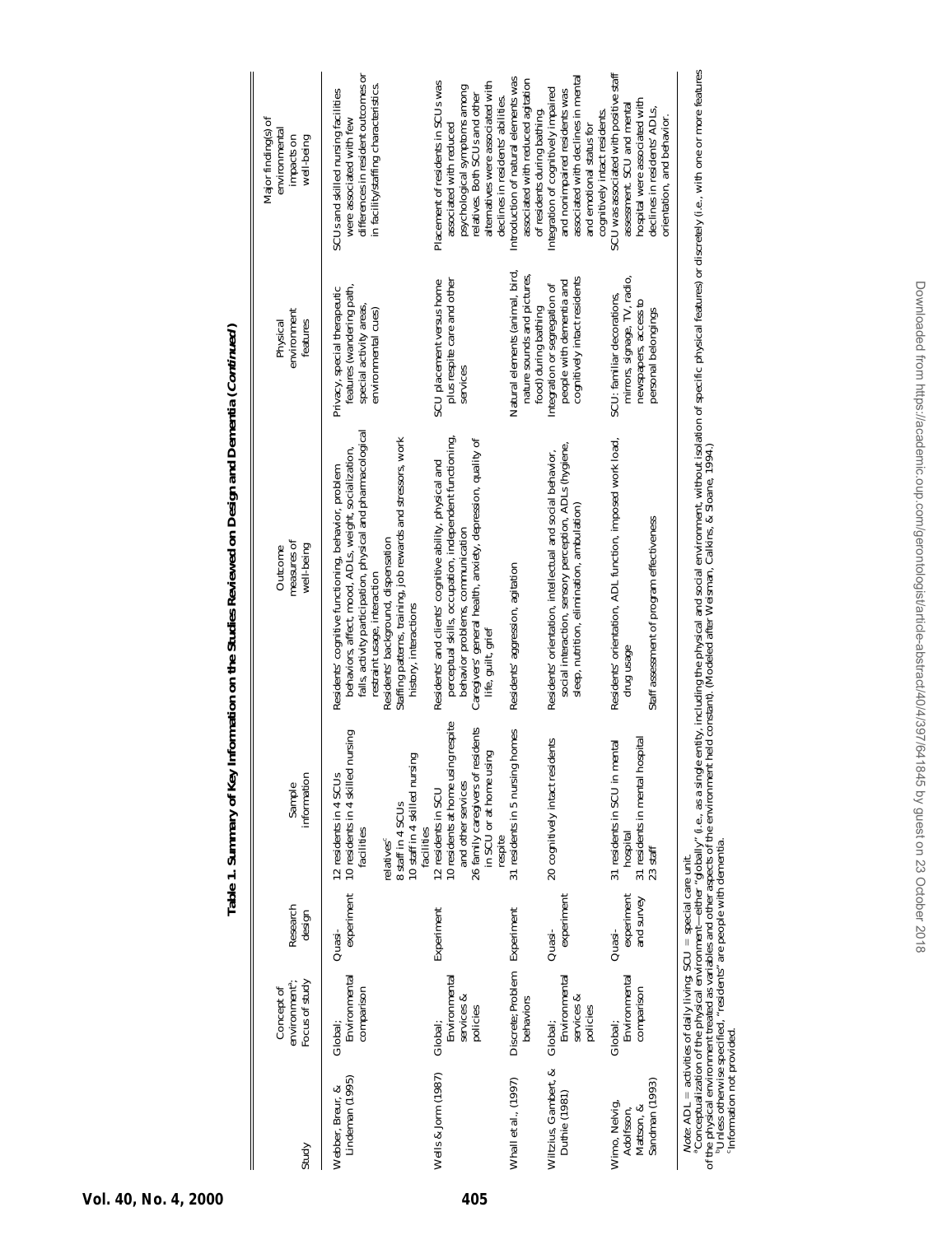**Table 1. Summary of Key Information on the Studies Reviewed on Design and Dementia (*Continued*)**

| Study | Concept of environment[a]; Focus of study | Research design | Sample information | Outcome measures of well-being | Physical environment features | Major finding(s) of environmental impacts on well-being |
|---|---|---|---|---|---|---|
| Webber, Breur, & Lindeman (1995) | Global; Environmental comparison | Quasi-experiment | 12 residents in 4 SCUs<br>10 residents in 4 skilled nursing facilities<br>relatives[c]<br>8 staff in 4 SCUs<br>10 staff in 4 skilled nursing facilities | Residents' cognitive functioning, behavior, problem behaviors, affect, mood, ADLs, weight, socialization, falls, activity participation, physical and pharmacological restraint usage, interaction<br>Residents' background, dispensation<br>Staffing patterns, training, job rewards and stressors, work history, interactions | Privacy, special therapeutic features (wandering path, special activity areas, environmental cues) | SCUs and skilled nursing facilities were associated with few differences in resident outcomes or in facility/staffing characteristics. |
| Wells & Jorm (1987) | Global; Environmental services & policies | Experiment | 12 residents in SCU<br>10 residents at home using respite and other services<br>26 family caregivers of residents in SCU or at home using respite | Residents' and clients' cognitive ability, physical and perceptual skills, occupation, independent functioning, behavior problems, communication<br>Caregivers' general health, anxiety, depression, quality of life, guilt, grief | SCU placement versus home plus respite care and other services | Placement of residents in SCUs was associated with reduced psychological symptoms among relatives. Both SCUs and other alternatives were associated with declines in residents' abilities. |
| Whall et al., (1997) | Discrete; Problem behaviors | Experiment | 31 residents in 5 nursing homes | Residents' aggression, agitation | Natural elements (animal, bird, nature sounds and pictures, food) during bathing | Introduction of natural elements was associated with reduced agitation of residents during bathing. |
| Wiltzius, Gambert, & Duthie (1981) | Global; Environmental services & policies | Quasi-experiment | 20 cognitively intact residents | Residents' orientation, intellectual and social behavior, social interaction, sensory perception, ADLs (hygiene, sleep, nutrition, elimination, ambulation) | Integration or segregation of people with dementia and cognitively intact residents | Integration of cognitively impaired and nonimpaired residents was associated with declines in mental and emotional status for cognitively intact residents. |
| Wimo, Nelvig, Adolfsson, Mattson, & Sandman (1993) | Global; Environmental comparison | Quasi-experiment and survey | 31 residents in SCU in mental hospital<br>31 residents in mental hospital<br>23 staff | Residents' orientation, ADL function, imposed work load, drug usage<br>Staff assessment of program effectiveness | SCU: familiar decorations, mirrors, signage, TV, radio, newspapers, access to personal belongings | SCU was associated with positive staff assessment. SCU and mental hospital were associated with declines in residents' ADLs, orientation, and behavior. |

*Note*: ADL = activities of daily living; SCU = special care unit.
[a]Conceptualization of the physical environment—either "globally" (i.e., as a single entity, including the physical and social environment, without isolation of specific physical features) or discretely (i.e., with one or more features of the physical environment treated as variables and other aspects of the environment held constant). (Modeled after Weisman, Calkins, & Sloane, 1994.)
[b]Unless otherwise specified, "residents" are people with dementia.
[c]Information not provided.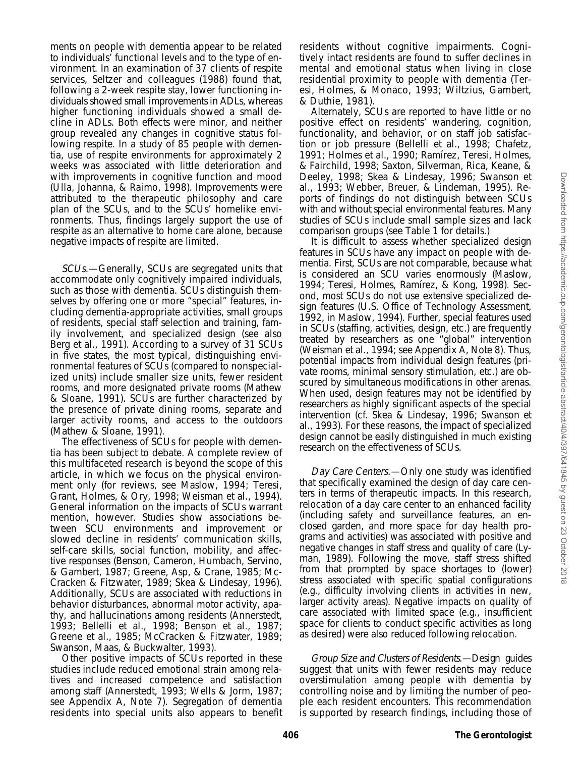ments on people with dementia appear to be related to individuals' functional levels and to the type of environment. In an examination of 37 clients of respite services, Seltzer and colleagues (1988) found that, following a 2-week respite stay, lower functioning individuals showed small improvements in ADLs, whereas higher functioning individuals showed a small decline in ADLs. Both effects were minor, and neither group revealed any changes in cognitive status following respite. In a study of 85 people with dementia, use of respite environments for approximately 2 weeks was associated with little deterioration and with improvements in cognitive function and mood (Ulla, Johanna, & Raimo, 1998). Improvements were attributed to the therapeutic philosophy and care plan of the SCUs, and to the SCUs' homelike environments. Thus, findings largely support the use of respite as an alternative to home care alone, because negative impacts of respite are limited.

*SCUs.*—Generally, SCUs are segregated units that accommodate only cognitively impaired individuals, such as those with dementia. SCUs distinguish themselves by offering one or more "special" features, including dementia-appropriate activities, small groups of residents, special staff selection and training, family involvement, and specialized design (see also Berg et al., 1991). According to a survey of 31 SCUs in five states, the most typical, distinguishing environmental features of SCUs (compared to nonspecialized units) include smaller size units, fewer resident rooms, and more designated private rooms (Mathew & Sloane, 1991). SCUs are further characterized by the presence of private dining rooms, separate and larger activity rooms, and access to the outdoors (Mathew & Sloane, 1991).

The effectiveness of SCUs for people with dementia has been subject to debate. A complete review of this multifaceted research is beyond the scope of this article, in which we focus on the physical environment only (for reviews, see Maslow, 1994; Teresi, Grant, Holmes, & Ory, 1998; Weisman et al., 1994). General information on the impacts of SCUs warrant mention, however. Studies show associations between SCU environments and improvement or slowed decline in residents' communication skills, self-care skills, social function, mobility, and affective responses (Benson, Cameron, Humbach, Servino, & Gambert, 1987; Greene, Asp, & Crane, 1985; McCracken & Fitzwater, 1989; Skea & Lindesay, 1996). Additionally, SCUs are associated with reductions in behavior disturbances, abnormal motor activity, apathy, and hallucinations among residents (Annerstedt, 1993; Bellelli et al., 1998; Benson et al., 1987; Greene et al., 1985; McCracken & Fitzwater, 1989; Swanson, Maas, & Buckwalter, 1993).

Other positive impacts of SCUs reported in these studies include reduced emotional strain among relatives and increased competence and satisfaction among staff (Annerstedt, 1993; Wells & Jorm, 1987; see Appendix A, Note 7). Segregation of dementia residents into special units also appears to benefit residents without cognitive impairments. Cognitively intact residents are found to suffer declines in mental and emotional status when living in close residential proximity to people with dementia (Teresi, Holmes, & Monaco, 1993; Wiltzius, Gambert, & Duthie, 1981).

Alternately, SCUs are reported to have little or no positive effect on residents' wandering, cognition, functionality, and behavior, or on staff job satisfaction or job pressure (Bellelli et al., 1998; Chafetz, 1991; Holmes et al., 1990; Ramírez, Teresi, Holmes, & Fairchild, 1998; Saxton, Silverman, Rica, Keane, & Deeley, 1998; Skea & Lindesay, 1996; Swanson et al., 1993; Webber, Breuer, & Lindeman, 1995). Reports of findings do not distinguish between SCUs with and without special environmental features. Many studies of SCUs include small sample sizes and lack comparison groups (see Table 1 for details.)

It is difficult to assess whether specialized design features in SCUs have any impact on people with dementia. First, SCUs are not comparable, because what is considered an SCU varies enormously (Maslow, 1994; Teresi, Holmes, Ramírez, & Kong, 1998). Second, most SCUs do not use extensive specialized design features (U.S. Office of Technology Assessment, 1992, in Maslow, 1994). Further, special features used in SCUs (staffing, activities, design, etc.) are frequently treated by researchers as one "global" intervention (Weisman et al., 1994; see Appendix A, Note 8). Thus, potential impacts from individual design features (private rooms, minimal sensory stimulation, etc.) are obscured by simultaneous modifications in other arenas. When used, design features may not be identified by researchers as highly significant aspects of the special intervention (cf. Skea & Lindesay, 1996; Swanson et al., 1993). For these reasons, the impact of specialized design cannot be easily distinguished in much existing research on the effectiveness of SCUs.

*Day Care Centers.*—Only one study was identified that specifically examined the design of day care centers in terms of therapeutic impacts. In this research, relocation of a day care center to an enhanced facility (including safety and surveillance features, an enclosed garden, and more space for day health programs and activities) was associated with positive and negative changes in staff stress and quality of care (Lyman, 1989). Following the move, staff stress shifted from that prompted by space shortages to (lower) stress associated with specific spatial configurations (e.g., difficulty involving clients in activities in new, larger activity areas). Negative impacts on quality of care associated with limited space (e.g., insufficient space for clients to conduct specific activities as long as desired) were also reduced following relocation.

*Group Size and Clusters of Residents.*—Design guides suggest that units with fewer residents may reduce overstimulation among people with dementia by controlling noise and by limiting the number of people each resident encounters. This recommendation is supported by research findings, including those of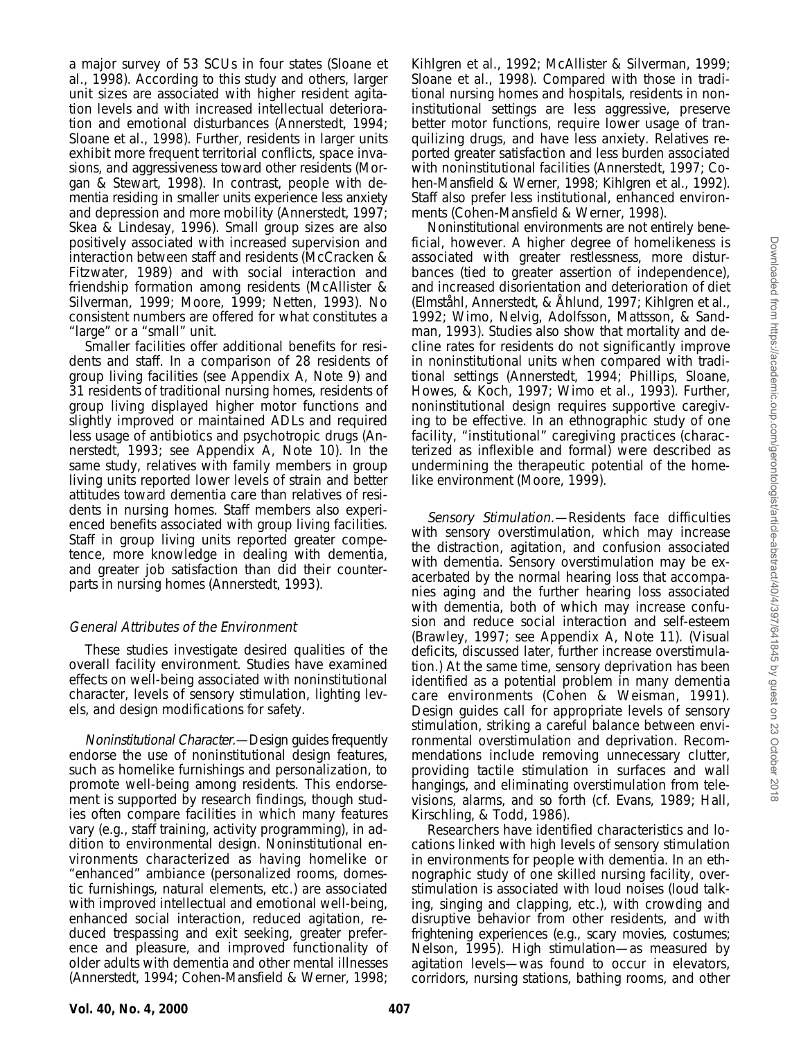a major survey of 53 SCUs in four states (Sloane et al., 1998). According to this study and others, larger unit sizes are associated with higher resident agitation levels and with increased intellectual deterioration and emotional disturbances (Annerstedt, 1994; Sloane et al., 1998). Further, residents in larger units exhibit more frequent territorial conflicts, space invasions, and aggressiveness toward other residents (Morgan & Stewart, 1998). In contrast, people with dementia residing in smaller units experience less anxiety and depression and more mobility (Annerstedt, 1997; Skea & Lindesay, 1996). Small group sizes are also positively associated with increased supervision and interaction between staff and residents (McCracken & Fitzwater, 1989) and with social interaction and friendship formation among residents (McAllister & Silverman, 1999; Moore, 1999; Netten, 1993). No consistent numbers are offered for what constitutes a "large" or a "small" unit.

Smaller facilities offer additional benefits for residents and staff. In a comparison of 28 residents of group living facilities (see Appendix A, Note 9) and 31 residents of traditional nursing homes, residents of group living displayed higher motor functions and slightly improved or maintained ADLs and required less usage of antibiotics and psychotropic drugs (Annerstedt, 1993; see Appendix A, Note 10). In the same study, relatives with family members in group living units reported lower levels of strain and better attitudes toward dementia care than relatives of residents in nursing homes. Staff members also experienced benefits associated with group living facilities. Staff in group living units reported greater competence, more knowledge in dealing with dementia, and greater job satisfaction than did their counterparts in nursing homes (Annerstedt, 1993).

### *General Attributes of the Environment*

These studies investigate desired qualities of the overall facility environment. Studies have examined effects on well-being associated with noninstitutional character, levels of sensory stimulation, lighting levels, and design modifications for safety.

*Noninstitutional Character.*—Design guides frequently endorse the use of noninstitutional design features, such as homelike furnishings and personalization, to promote well-being among residents. This endorsement is supported by research findings, though studies often compare facilities in which many features vary (e.g., staff training, activity programming), in addition to environmental design. Noninstitutional environments characterized as having homelike or "enhanced" ambiance (personalized rooms, domestic furnishings, natural elements, etc.) are associated with improved intellectual and emotional well-being, enhanced social interaction, reduced agitation, reduced trespassing and exit seeking, greater preference and pleasure, and improved functionality of older adults with dementia and other mental illnesses (Annerstedt, 1994; Cohen-Mansfield & Werner, 1998; Kihlgren et al., 1992; McAllister & Silverman, 1999; Sloane et al., 1998). Compared with those in traditional nursing homes and hospitals, residents in noninstitutional settings are less aggressive, preserve better motor functions, require lower usage of tranquilizing drugs, and have less anxiety. Relatives reported greater satisfaction and less burden associated with noninstitutional facilities (Annerstedt, 1997; Cohen-Mansfield & Werner, 1998; Kihlgren et al., 1992). Staff also prefer less institutional, enhanced environments (Cohen-Mansfield & Werner, 1998).

Noninstitutional environments are not entirely beneficial, however. A higher degree of homelikeness is associated with greater restlessness, more disturbances (tied to greater assertion of independence), and increased disorientation and deterioration of diet (Elmståhl, Annerstedt, & Åhlund, 1997; Kihlgren et al., 1992; Wimo, Nelvig, Adolfsson, Mattsson, & Sandman, 1993). Studies also show that mortality and decline rates for residents do not significantly improve in noninstitutional units when compared with traditional settings (Annerstedt, 1994; Phillips, Sloane, Howes, & Koch, 1997; Wimo et al., 1993). Further, noninstitutional design requires supportive caregiving to be effective. In an ethnographic study of one facility, "institutional" caregiving practices (characterized as inflexible and formal) were described as undermining the therapeutic potential of the homelike environment (Moore, 1999).

*Sensory Stimulation.*—Residents face difficulties with sensory overstimulation, which may increase the distraction, agitation, and confusion associated with dementia. Sensory overstimulation may be exacerbated by the normal hearing loss that accompanies aging and the further hearing loss associated with dementia, both of which may increase confusion and reduce social interaction and self-esteem (Brawley, 1997; see Appendix A, Note 11). (Visual deficits, discussed later, further increase overstimulation.) At the same time, sensory deprivation has been identified as a potential problem in many dementia care environments (Cohen & Weisman, 1991). Design guides call for appropriate levels of sensory stimulation, striking a careful balance between environmental overstimulation and deprivation. Recommendations include removing unnecessary clutter, providing tactile stimulation in surfaces and wall hangings, and eliminating overstimulation from televisions, alarms, and so forth (cf. Evans, 1989; Hall, Kirschling, & Todd, 1986).

Researchers have identified characteristics and locations linked with high levels of sensory stimulation in environments for people with dementia. In an ethnographic study of one skilled nursing facility, overstimulation is associated with loud noises (loud talking, singing and clapping, etc.), with crowding and disruptive behavior from other residents, and with frightening experiences (e.g., scary movies, costumes; Nelson, 1995). High stimulation—as measured by agitation levels—was found to occur in elevators, corridors, nursing stations, bathing rooms, and other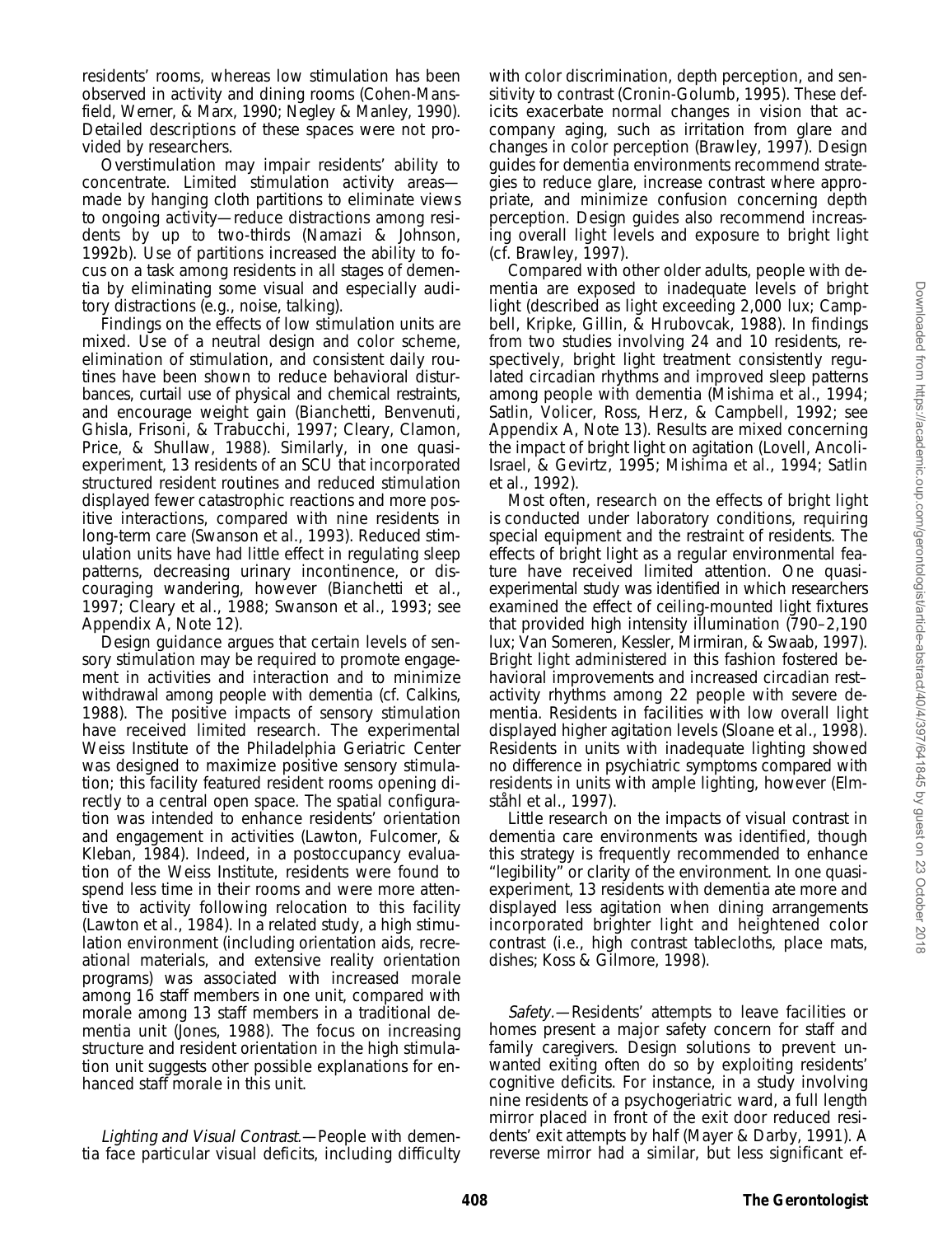residents' rooms, whereas low stimulation has been observed in activity and dining rooms (Cohen-Mansfield, Werner, & Marx, 1990; Negley & Manley, 1990). Detailed descriptions of these spaces were not provided by researchers.

Overstimulation may impair residents' ability to concentrate. Limited stimulation activity areas—made by hanging cloth partitions to eliminate views to ongoing activity—reduce distractions among residents by up to two-thirds (Namazi & Johnson, 1992b). Use of partitions increased the ability to focus on a task among residents in all stages of dementia by eliminating some visual and especially auditory distractions (e.g., noise, talking).

Findings on the effects of low stimulation units are mixed. Use of a neutral design and color scheme, elimination of stimulation, and consistent daily routines have been shown to reduce behavioral disturbances, curtail use of physical and chemical restraints, and encourage weight gain (Bianchetti, Benvenuti, Ghisla, Frisoni, & Trabucchi, 1997; Cleary, Clamon, Price, & Shullaw, 1988). Similarly, in one quasi-experiment, 13 residents of an SCU that incorporated structured resident routines and reduced stimulation displayed fewer catastrophic reactions and more positive interactions, compared with nine residents in long-term care (Swanson et al., 1993). Reduced stimulation units have had little effect in regulating sleep patterns, decreasing urinary incontinence, or discouraging wandering, however (Bianchetti et al., 1997; Cleary et al., 1988; Swanson et al., 1993; see Appendix A, Note 12).

Design guidance argues that certain levels of sensory stimulation may be required to promote engagement in activities and interaction and to minimize withdrawal among people with dementia (cf. Calkins, 1988). The positive impacts of sensory stimulation have received limited research. The experimental Weiss Institute of the Philadelphia Geriatric Center was designed to maximize positive sensory stimulation; this facility featured resident rooms opening directly to a central open space. The spatial configuration was intended to enhance residents' orientation and engagement in activities (Lawton, Fulcomer, & Kleban, 1984). Indeed, in a postoccupancy evaluation of the Weiss Institute, residents were found to spend less time in their rooms and were more attentive to activity following relocation to this facility (Lawton et al., 1984). In a related study, a high stimulation environment (including orientation aids, recreational materials, and extensive reality orientation programs) was associated with increased morale among 16 staff members in one unit, compared with morale among 13 staff members in a traditional dementia unit (Jones, 1988). The focus on increasing structure and resident orientation in the high stimulation unit suggests other possible explanations for enhanced staff morale in this unit.

*Lighting and Visual Contrast.*—People with dementia face particular visual deficits, including difficulty with color discrimination, depth perception, and sensitivity to contrast (Cronin-Golumb, 1995). These deficits exacerbate normal changes in vision that accompany aging, such as irritation from glare and changes in color perception (Brawley, 1997). Design guides for dementia environments recommend strategies to reduce glare, increase contrast where appropriate, and minimize confusion concerning depth perception. Design guides also recommend increasing overall light levels and exposure to bright light (cf. Brawley, 1997).

Compared with other older adults, people with dementia are exposed to inadequate levels of bright light (described as light exceeding 2,000 lux; Campbell, Kripke, Gillin, & Hrubovcak, 1988). In findings from two studies involving 24 and 10 residents, respectively, bright light treatment consistently regulated circadian rhythms and improved sleep patterns among people with dementia (Mishima et al., 1994; Satlin, Volicer, Ross, Herz, & Campbell, 1992; see Appendix A, Note 13). Results are mixed concerning the impact of bright light on agitation (Lovell, Ancoli-Israel, & Gevirtz, 1995; Mishima et al., 1994; Satlin et al., 1992).

Most often, research on the effects of bright light is conducted under laboratory conditions, requiring special equipment and the restraint of residents. The effects of bright light as a regular environmental feature have received limited attention. One quasi-experimental study was identified in which researchers examined the effect of ceiling-mounted light fixtures that provided high intensity illumination (790–2,190 lux; Van Someren, Kessler, Mirmiran, & Swaab, 1997). Bright light administered in this fashion fostered behavioral improvements and increased circadian rest–activity rhythms among 22 people with severe dementia. Residents in facilities with low overall light displayed higher agitation levels (Sloane et al., 1998). Residents in units with inadequate lighting showed no difference in psychiatric symptoms compared with residents in units with ample lighting, however (Elmståhl et al., 1997).

Little research on the impacts of visual contrast in dementia care environments was identified, though this strategy is frequently recommended to enhance "legibility" or clarity of the environment. In one quasi-experiment, 13 residents with dementia ate more and displayed less agitation when dining arrangements incorporated brighter light and heightened color contrast (i.e., high contrast tablecloths, place mats, dishes; Koss & Gilmore, 1998).

*Safety.*—Residents' attempts to leave facilities or homes present a major safety concern for staff and family caregivers. Design solutions to prevent unwanted exiting often do so by exploiting residents' cognitive deficits. For instance, in a study involving nine residents of a psychogeriatric ward, a full length mirror placed in front of the exit door reduced residents' exit attempts by half (Mayer & Darby, 1991). A reverse mirror had a similar, but less significant ef-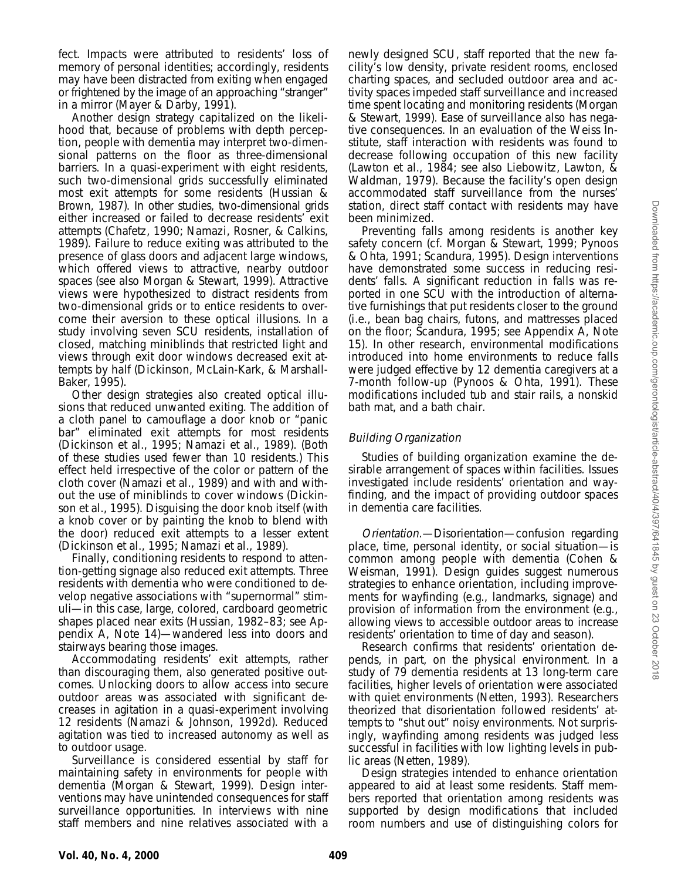fect. Impacts were attributed to residents' loss of memory of personal identities; accordingly, residents may have been distracted from exiting when engaged or frightened by the image of an approaching "stranger" in a mirror (Mayer & Darby, 1991).

Another design strategy capitalized on the likelihood that, because of problems with depth perception, people with dementia may interpret two-dimensional patterns on the floor as three-dimensional barriers. In a quasi-experiment with eight residents, such two-dimensional grids successfully eliminated most exit attempts for some residents (Hussian & Brown, 1987). In other studies, two-dimensional grids either increased or failed to decrease residents' exit attempts (Chafetz, 1990; Namazi, Rosner, & Calkins, 1989). Failure to reduce exiting was attributed to the presence of glass doors and adjacent large windows, which offered views to attractive, nearby outdoor spaces (see also Morgan & Stewart, 1999). Attractive views were hypothesized to distract residents from two-dimensional grids or to entice residents to overcome their aversion to these optical illusions. In a study involving seven SCU residents, installation of closed, matching miniblinds that restricted light and views through exit door windows decreased exit attempts by half (Dickinson, McLain-Kark, & Marshall-Baker, 1995).

Other design strategies also created optical illusions that reduced unwanted exiting. The addition of a cloth panel to camouflage a door knob or "panic bar" eliminated exit attempts for most residents (Dickinson et al., 1995; Namazi et al., 1989). (Both of these studies used fewer than 10 residents.) This effect held irrespective of the color or pattern of the cloth cover (Namazi et al., 1989) and with and without the use of miniblinds to cover windows (Dickinson et al., 1995). Disguising the door knob itself (with a knob cover or by painting the knob to blend with the door) reduced exit attempts to a lesser extent (Dickinson et al., 1995; Namazi et al., 1989).

Finally, conditioning residents to respond to attention-getting signage also reduced exit attempts. Three residents with dementia who were conditioned to develop negative associations with "supernormal" stimuli—in this case, large, colored, cardboard geometric shapes placed near exits (Hussian, 1982–83; see Appendix A, Note 14)—wandered less into doors and stairways bearing those images.

Accommodating residents' exit attempts, rather than discouraging them, also generated positive outcomes. Unlocking doors to allow access into secure outdoor areas was associated with significant decreases in agitation in a quasi-experiment involving 12 residents (Namazi & Johnson, 1992d). Reduced agitation was tied to increased autonomy as well as to outdoor usage.

Surveillance is considered essential by staff for maintaining safety in environments for people with dementia (Morgan & Stewart, 1999). Design interventions may have unintended consequences for staff surveillance opportunities. In interviews with nine staff members and nine relatives associated with a newly designed SCU, staff reported that the new facility's low density, private resident rooms, enclosed charting spaces, and secluded outdoor area and activity spaces impeded staff surveillance and increased time spent locating and monitoring residents (Morgan & Stewart, 1999). Ease of surveillance also has negative consequences. In an evaluation of the Weiss Institute, staff interaction with residents was found to decrease following occupation of this new facility (Lawton et al., 1984; see also Liebowitz, Lawton, & Waldman, 1979). Because the facility's open design accommodated staff surveillance from the nurses' station, direct staff contact with residents may have been minimized.

Preventing falls among residents is another key safety concern (cf. Morgan & Stewart, 1999; Pynoos & Ohta, 1991; Scandura, 1995). Design interventions have demonstrated some success in reducing residents' falls. A significant reduction in falls was reported in one SCU with the introduction of alternative furnishings that put residents closer to the ground (i.e., bean bag chairs, futons, and mattresses placed on the floor; Scandura, 1995; see Appendix A, Note 15). In other research, environmental modifications introduced into home environments to reduce falls were judged effective by 12 dementia caregivers at a 7-month follow-up (Pynoos & Ohta, 1991). These modifications included tub and stair rails, a nonskid bath mat, and a bath chair.

### *Building Organization*

Studies of building organization examine the desirable arrangement of spaces within facilities. Issues investigated include residents' orientation and wayfinding, and the impact of providing outdoor spaces in dementia care facilities.

*Orientation.*—Disorientation—confusion regarding place, time, personal identity, or social situation—is common among people with dementia (Cohen & Weisman, 1991). Design guides suggest numerous strategies to enhance orientation, including improvements for wayfinding (e.g., landmarks, signage) and provision of information from the environment (e.g., allowing views to accessible outdoor areas to increase residents' orientation to time of day and season).

Research confirms that residents' orientation depends, in part, on the physical environment. In a study of 79 dementia residents at 13 long-term care facilities, higher levels of orientation were associated with quiet environments (Netten, 1993). Researchers theorized that disorientation followed residents' attempts to "shut out" noisy environments. Not surprisingly, wayfinding among residents was judged less successful in facilities with low lighting levels in public areas (Netten, 1989).

Design strategies intended to enhance orientation appeared to aid at least some residents. Staff members reported that orientation among residents was supported by design modifications that included room numbers and use of distinguishing colors for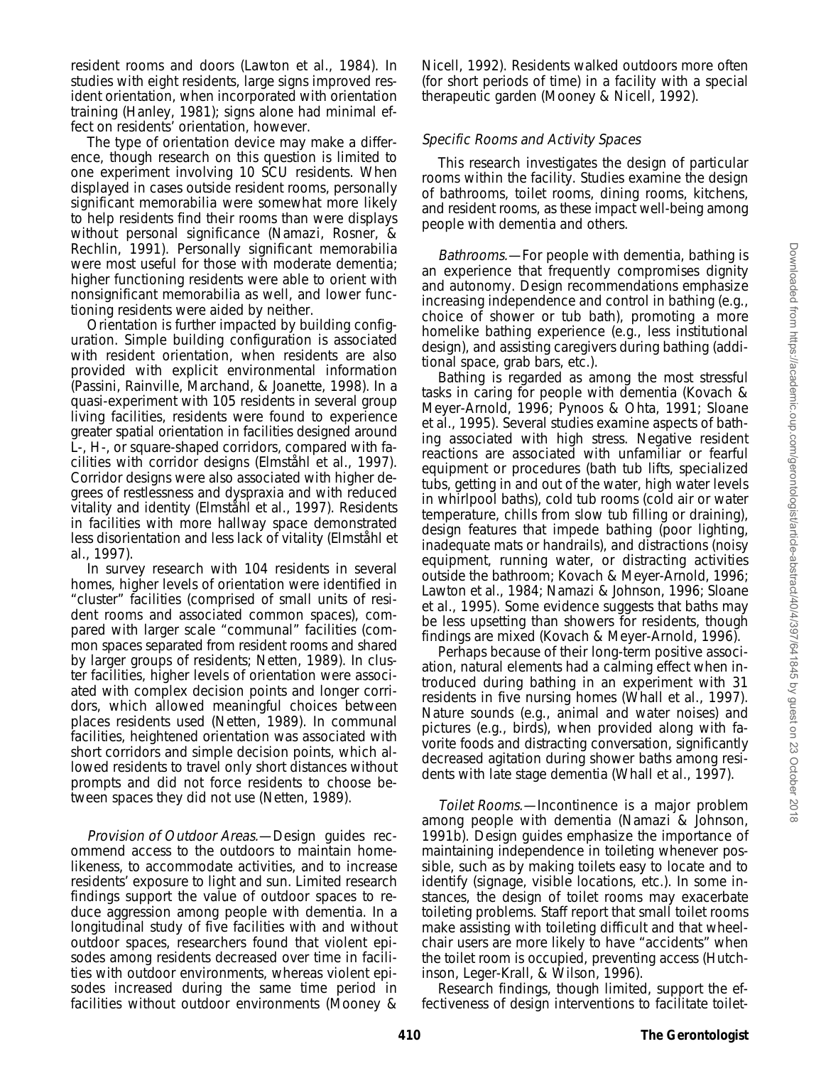resident rooms and doors (Lawton et al., 1984). In studies with eight residents, large signs improved resident orientation, when incorporated with orientation training (Hanley, 1981); signs alone had minimal effect on residents' orientation, however.

The type of orientation device may make a difference, though research on this question is limited to one experiment involving 10 SCU residents. When displayed in cases outside resident rooms, personally significant memorabilia were somewhat more likely to help residents find their rooms than were displays without personal significance (Namazi, Rosner, & Rechlin, 1991). Personally significant memorabilia were most useful for those with moderate dementia; higher functioning residents were able to orient with nonsignificant memorabilia as well, and lower functioning residents were aided by neither.

Orientation is further impacted by building configuration. Simple building configuration is associated with resident orientation, when residents are also provided with explicit environmental information (Passini, Rainville, Marchand, & Joanette, 1998). In a quasi-experiment with 105 residents in several group living facilities, residents were found to experience greater spatial orientation in facilities designed around L-, H-, or square-shaped corridors, compared with facilities with corridor designs (Elmståhl et al., 1997). Corridor designs were also associated with higher degrees of restlessness and dyspraxia and with reduced vitality and identity (Elmståhl et al., 1997). Residents in facilities with more hallway space demonstrated less disorientation and less lack of vitality (Elmståhl et al., 1997).

In survey research with 104 residents in several homes, higher levels of orientation were identified in "cluster" facilities (comprised of small units of resident rooms and associated common spaces), compared with larger scale "communal" facilities (common spaces separated from resident rooms and shared by larger groups of residents; Netten, 1989). In cluster facilities, higher levels of orientation were associated with complex decision points and longer corridors, which allowed meaningful choices between places residents used (Netten, 1989). In communal facilities, heightened orientation was associated with short corridors and simple decision points, which allowed residents to travel only short distances without prompts and did not force residents to choose between spaces they did not use (Netten, 1989).

*Provision of Outdoor Areas.*—Design guides recommend access to the outdoors to maintain homelikeness, to accommodate activities, and to increase residents' exposure to light and sun. Limited research findings support the value of outdoor spaces to reduce aggression among people with dementia. In a longitudinal study of five facilities with and without outdoor spaces, researchers found that violent episodes among residents decreased over time in facilities with outdoor environments, whereas violent episodes increased during the same time period in facilities without outdoor environments (Mooney & Nicell, 1992). Residents walked outdoors more often (for short periods of time) in a facility with a special therapeutic garden (Mooney & Nicell, 1992).

### *Specific Rooms and Activity Spaces*

This research investigates the design of particular rooms within the facility. Studies examine the design of bathrooms, toilet rooms, dining rooms, kitchens, and resident rooms, as these impact well-being among people with dementia and others.

*Bathrooms.*—For people with dementia, bathing is an experience that frequently compromises dignity and autonomy. Design recommendations emphasize increasing independence and control in bathing (e.g., choice of shower or tub bath), promoting a more homelike bathing experience (e.g., less institutional design), and assisting caregivers during bathing (additional space, grab bars, etc.).

Bathing is regarded as among the most stressful tasks in caring for people with dementia (Kovach & Meyer-Arnold, 1996; Pynoos & Ohta, 1991; Sloane et al., 1995). Several studies examine aspects of bathing associated with high stress. Negative resident reactions are associated with unfamiliar or fearful equipment or procedures (bath tub lifts, specialized tubs, getting in and out of the water, high water levels in whirlpool baths), cold tub rooms (cold air or water temperature, chills from slow tub filling or draining), design features that impede bathing (poor lighting, inadequate mats or handrails), and distractions (noisy equipment, running water, or distracting activities outside the bathroom; Kovach & Meyer-Arnold, 1996; Lawton et al., 1984; Namazi & Johnson, 1996; Sloane et al., 1995). Some evidence suggests that baths may be less upsetting than showers for residents, though findings are mixed (Kovach & Meyer-Arnold, 1996).

Perhaps because of their long-term positive association, natural elements had a calming effect when introduced during bathing in an experiment with 31 residents in five nursing homes (Whall et al., 1997). Nature sounds (e.g., animal and water noises) and pictures (e.g., birds), when provided along with favorite foods and distracting conversation, significantly decreased agitation during shower baths among residents with late stage dementia (Whall et al., 1997).

*Toilet Rooms.*—Incontinence is a major problem among people with dementia (Namazi & Johnson, 1991b). Design guides emphasize the importance of maintaining independence in toileting whenever possible, such as by making toilets easy to locate and to identify (signage, visible locations, etc.). In some instances, the design of toilet rooms may exacerbate toileting problems. Staff report that small toilet rooms make assisting with toileting difficult and that wheelchair users are more likely to have "accidents" when the toilet room is occupied, preventing access (Hutchinson, Leger-Krall, & Wilson, 1996).

Research findings, though limited, support the effectiveness of design interventions to facilitate toilet-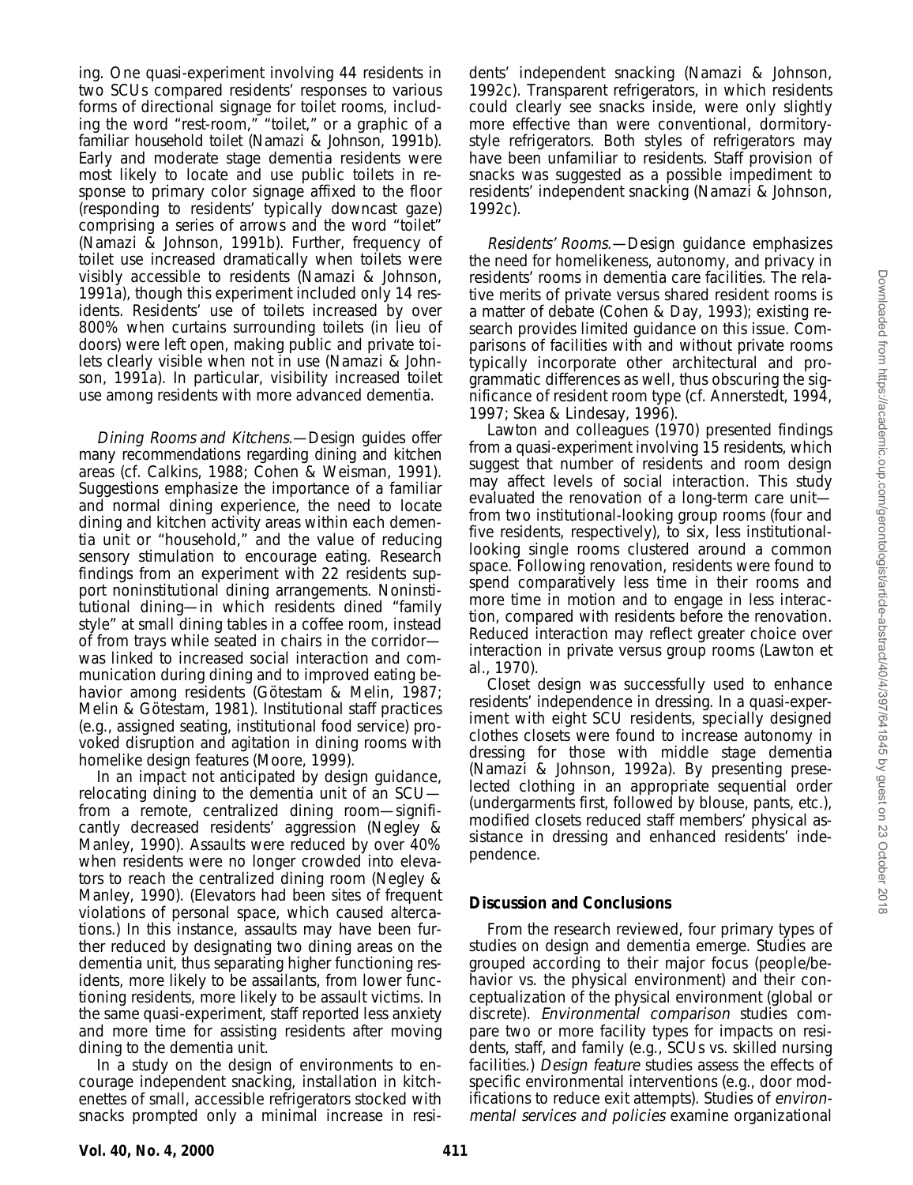ing. One quasi-experiment involving 44 residents in two SCUs compared residents' responses to various forms of directional signage for toilet rooms, including the word "rest-room," "toilet," or a graphic of a familiar household toilet (Namazi & Johnson, 1991b). Early and moderate stage dementia residents were most likely to locate and use public toilets in response to primary color signage affixed to the floor (responding to residents' typically downcast gaze) comprising a series of arrows and the word "toilet" (Namazi & Johnson, 1991b). Further, frequency of toilet use increased dramatically when toilets were visibly accessible to residents (Namazi & Johnson, 1991a), though this experiment included only 14 residents. Residents' use of toilets increased by over 800% when curtains surrounding toilets (in lieu of doors) were left open, making public and private toilets clearly visible when not in use (Namazi & Johnson, 1991a). In particular, visibility increased toilet use among residents with more advanced dementia.

*Dining Rooms and Kitchens.*—Design guides offer many recommendations regarding dining and kitchen areas (cf. Calkins, 1988; Cohen & Weisman, 1991). Suggestions emphasize the importance of a familiar and normal dining experience, the need to locate dining and kitchen activity areas within each dementia unit or "household," and the value of reducing sensory stimulation to encourage eating. Research findings from an experiment with 22 residents support noninstitutional dining arrangements. Noninstitutional dining—in which residents dined "family style" at small dining tables in a coffee room, instead of from trays while seated in chairs in the corridor—was linked to increased social interaction and communication during dining and to improved eating behavior among residents (Götestam & Melin, 1987; Melin & Götestam, 1981). Institutional staff practices (e.g., assigned seating, institutional food service) provoked disruption and agitation in dining rooms with homelike design features (Moore, 1999).

In an impact not anticipated by design guidance, relocating dining to the dementia unit of an SCU—from a remote, centralized dining room—significantly decreased residents' aggression (Negley & Manley, 1990). Assaults were reduced by over 40% when residents were no longer crowded into elevators to reach the centralized dining room (Negley & Manley, 1990). (Elevators had been sites of frequent violations of personal space, which caused altercations.) In this instance, assaults may have been further reduced by designating two dining areas on the dementia unit, thus separating higher functioning residents, more likely to be assailants, from lower functioning residents, more likely to be assault victims. In the same quasi-experiment, staff reported less anxiety and more time for assisting residents after moving dining to the dementia unit.

In a study on the design of environments to encourage independent snacking, installation in kitchenettes of small, accessible refrigerators stocked with snacks prompted only a minimal increase in residents' independent snacking (Namazi & Johnson, 1992c). Transparent refrigerators, in which residents could clearly see snacks inside, were only slightly more effective than were conventional, dormitory-style refrigerators. Both styles of refrigerators may have been unfamiliar to residents. Staff provision of snacks was suggested as a possible impediment to residents' independent snacking (Namazi & Johnson, 1992c).

*Residents' Rooms.*—Design guidance emphasizes the need for homelikeness, autonomy, and privacy in residents' rooms in dementia care facilities. The relative merits of private versus shared resident rooms is a matter of debate (Cohen & Day, 1993); existing research provides limited guidance on this issue. Comparisons of facilities with and without private rooms typically incorporate other architectural and programmatic differences as well, thus obscuring the significance of resident room type (cf. Annerstedt, 1994, 1997; Skea & Lindesay, 1996).

Lawton and colleagues (1970) presented findings from a quasi-experiment involving 15 residents, which suggest that number of residents and room design may affect levels of social interaction. This study evaluated the renovation of a long-term care unit—from two institutional-looking group rooms (four and five residents, respectively), to six, less institutional-looking single rooms clustered around a common space. Following renovation, residents were found to spend comparatively less time in their rooms and more time in motion and to engage in less interaction, compared with residents before the renovation. Reduced interaction may reflect greater choice over interaction in private versus group rooms (Lawton et al., 1970).

Closet design was successfully used to enhance residents' independence in dressing. In a quasi-experiment with eight SCU residents, specially designed clothes closets were found to increase autonomy in dressing for those with middle stage dementia (Namazi & Johnson, 1992a). By presenting preselected clothing in an appropriate sequential order (undergarments first, followed by blouse, pants, etc.), modified closets reduced staff members' physical assistance in dressing and enhanced residents' independence.

## Discussion and Conclusions

From the research reviewed, four primary types of studies on design and dementia emerge. Studies are grouped according to their major focus (people/behavior vs. the physical environment) and their conceptualization of the physical environment (global or discrete). *Environmental comparison* studies compare two or more facility types for impacts on residents, staff, and family (e.g., SCUs vs. skilled nursing facilities.) *Design feature* studies assess the effects of specific environmental interventions (e.g., door modifications to reduce exit attempts). Studies of *environmental services and policies* examine organizational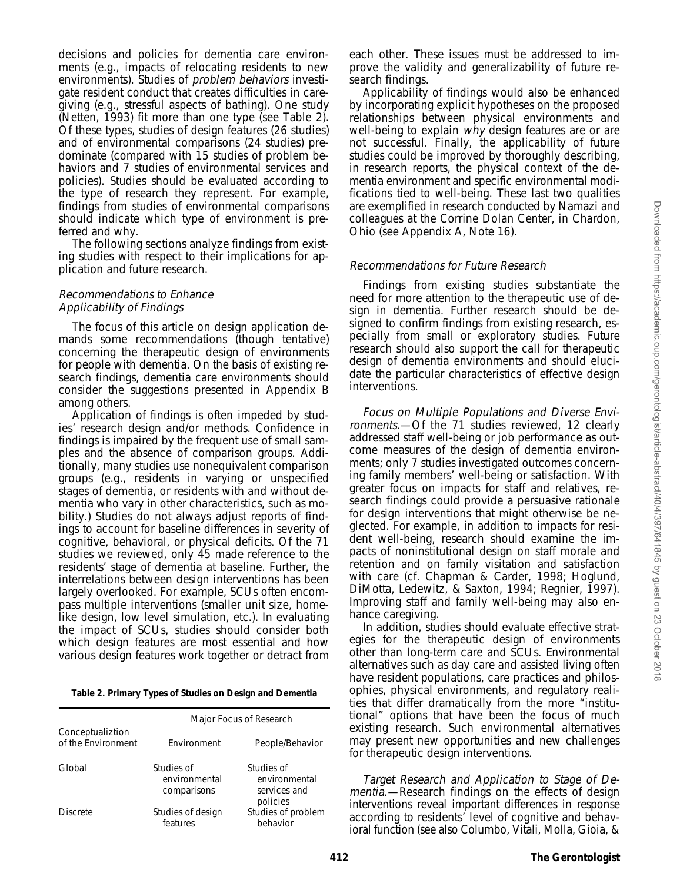decisions and policies for dementia care environments (e.g., impacts of relocating residents to new environments). Studies of *problem behaviors* investigate resident conduct that creates difficulties in caregiving (e.g., stressful aspects of bathing). One study (Netten, 1993) fit more than one type (see Table 2). Of these types, studies of design features (26 studies) and of environmental comparisons (24 studies) predominate (compared with 15 studies of problem behaviors and 7 studies of environmental services and policies). Studies should be evaluated according to the type of research they represent. For example, findings from studies of environmental comparisons should indicate which type of environment is preferred and why.

The following sections analyze findings from existing studies with respect to their implications for application and future research.

### *Recommendations to Enhance Applicability of Findings*

The focus of this article on design application demands some recommendations (though tentative) concerning the therapeutic design of environments for people with dementia. On the basis of existing research findings, dementia care environments should consider the suggestions presented in Appendix B among others.

Application of findings is often impeded by studies' research design and/or methods. Confidence in findings is impaired by the frequent use of small samples and the absence of comparison groups. Additionally, many studies use nonequivalent comparison groups (e.g., residents in varying or unspecified stages of dementia, or residents with and without dementia who vary in other characteristics, such as mobility.) Studies do not always adjust reports of findings to account for baseline differences in severity of cognitive, behavioral, or physical deficits. Of the 71 studies we reviewed, only 45 made reference to the residents' stage of dementia at baseline. Further, the interrelations between design interventions has been largely overlooked. For example, SCUs often encompass multiple interventions (smaller unit size, homelike design, low level simulation, etc.). In evaluating the impact of SCUs, studies should consider both which design features are most essential and how various design features work together or detract from each other. These issues must be addressed to improve the validity and generalizability of future research findings.

**Table 2. Primary Types of Studies on Design and Dementia**

| Conceptualiztion of the Environment | Major Focus of Research | |
|---|---|---|
| | Environment | People/Behavior |
| Global | Studies of environmental comparisons | Studies of environmental services and policies |
| Discrete | Studies of design features | Studies of problem behavior |

Applicability of findings would also be enhanced by incorporating explicit hypotheses on the proposed relationships between physical environments and well-being to explain *why* design features are or are not successful. Finally, the applicability of future studies could be improved by thoroughly describing, in research reports, the physical context of the dementia environment and specific environmental modifications tied to well-being. These last two qualities are exemplified in research conducted by Namazi and colleagues at the Corrine Dolan Center, in Chardon, Ohio (see Appendix A, Note 16).

### *Recommendations for Future Research*

Findings from existing studies substantiate the need for more attention to the therapeutic use of design in dementia. Further research should be designed to confirm findings from existing research, especially from small or exploratory studies. Future research should also support the call for therapeutic design of dementia environments and should elucidate the particular characteristics of effective design interventions.

*Focus on Multiple Populations and Diverse Environments.*—Of the 71 studies reviewed, 12 clearly addressed staff well-being or job performance as outcome measures of the design of dementia environments; only 7 studies investigated outcomes concerning family members' well-being or satisfaction. With greater focus on impacts for staff and relatives, research findings could provide a persuasive rationale for design interventions that might otherwise be neglected. For example, in addition to impacts for resident well-being, research should examine the impacts of noninstitutional design on staff morale and retention and on family visitation and satisfaction with care (cf. Chapman & Carder, 1998; Hoglund, DiMotta, Ledewitz, & Saxton, 1994; Regnier, 1997). Improving staff and family well-being may also enhance caregiving.

In addition, studies should evaluate effective strategies for the therapeutic design of environments other than long-term care and SCUs. Environmental alternatives such as day care and assisted living often have resident populations, care practices and philosophies, physical environments, and regulatory realities that differ dramatically from the more "institutional" options that have been the focus of much existing research. Such environmental alternatives may present new opportunities and new challenges for therapeutic design interventions.

*Target Research and Application to Stage of Dementia.*—Research findings on the effects of design interventions reveal important differences in response according to residents' level of cognitive and behavioral function (see also Columbo, Vitali, Molla, Gioia, &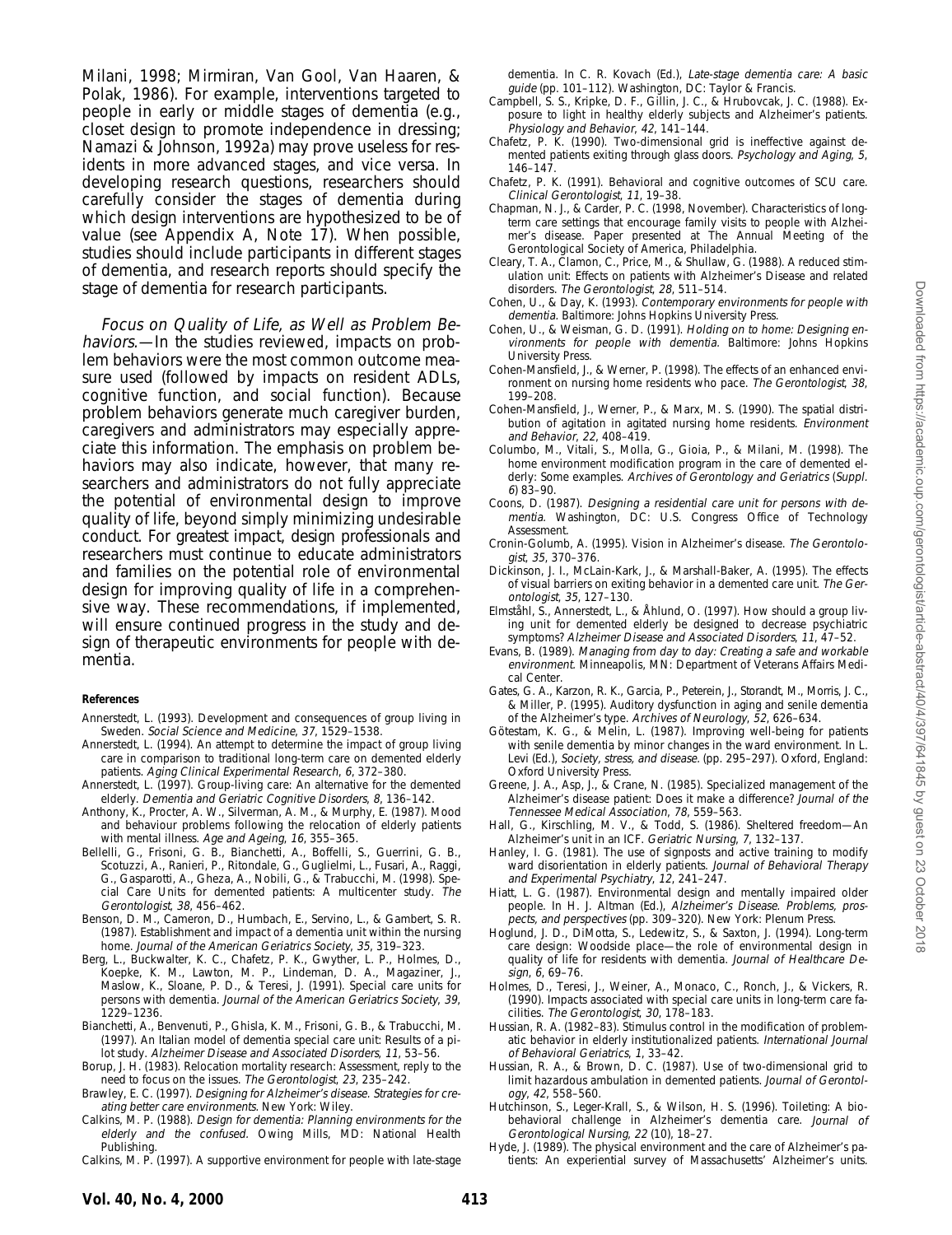Milani, 1998; Mirmiran, Van Gool, Van Haaren, & Polak, 1986). For example, interventions targeted to people in early or middle stages of dementia (e.g., closet design to promote independence in dressing; Namazi & Johnson, 1992a) may prove useless for residents in more advanced stages, and vice versa. In developing research questions, researchers should carefully consider the stages of dementia during which design interventions are hypothesized to be of value (see Appendix A, Note 17). When possible, studies should include participants in different stages of dementia, and research reports should specify the stage of dementia for research participants.

*Focus on Quality of Life, as Well as Problem Behaviors.*—In the studies reviewed, impacts on problem behaviors were the most common outcome measure used (followed by impacts on resident ADLs, cognitive function, and social function). Because problem behaviors generate much caregiver burden, caregivers and administrators may especially appreciate this information. The emphasis on problem behaviors may also indicate, however, that many researchers and administrators do not fully appreciate the potential of environmental design to improve quality of life, beyond simply minimizing undesirable conduct. For greatest impact, design professionals and researchers must continue to educate administrators and families on the potential role of environmental design for improving quality of life in a comprehensive way. These recommendations, if implemented, will ensure continued progress in the study and design of therapeutic environments for people with dementia.

#### References

Annerstedt, L. (1993). Development and consequences of group living in Sweden. *Social Science and Medicine*, *37*, 1529–1538.

Annerstedt, L. (1994). An attempt to determine the impact of group living care in comparison to traditional long-term care on demented elderly patients. *Aging Clinical Experimental Research*, *6*, 372–380.

Annerstedt, L. (1997). Group-living care: An alternative for the demented elderly. *Dementia and Geriatric Cognitive Disorders*, *8*, 136–142.

Anthony, K., Procter, A. W., Silverman, A. M., & Murphy, E. (1987). Mood and behaviour problems following the relocation of elderly patients with mental illness. *Age and Ageing*, *16*, 355–365.

Bellelli, G., Frisoni, G. B., Bianchetti, A., Boffelli, S., Guerrini, G. B., Scotuzzi, A., Ranieri, P., Ritondale, G., Guglielmi, L., Fusari, A., Raggi, G., Gasparotti, A., Gheza, A., Nobili, G., & Trabucchi, M. (1998). Special Care Units for demented patients: A multicenter study. *The Gerontologist*, *38*, 456–462.

Benson, D. M., Cameron, D., Humbach, E., Servino, L., & Gambert, S. R. (1987). Establishment and impact of a dementia unit within the nursing home. *Journal of the American Geriatrics Society*, *35*, 319–323.

Berg, L., Buckwalter, K. C., Chafetz, P. K., Gwyther, L. P., Holmes, D., Koepke, K. M., Lawton, M. P., Lindeman, D. A., Magaziner, J., Maslow, K., Sloane, P. D., & Teresi, J. (1991). Special care units for persons with dementia. *Journal of the American Geriatrics Society*, *39*, 1229–1236.

Bianchetti, A., Benvenuti, P., Ghisla, K. M., Frisoni, G. B., & Trabucchi, M. (1997). An Italian model of dementia special care unit: Results of a pilot study. *Alzheimer Disease and Associated Disorders*, *11*, 53–56.

Borup, J. H. (1983). Relocation mortality research: Assessment, reply to the need to focus on the issues. *The Gerontologist*, *23*, 235–242.

Brawley, E. C. (1997). *Designing for Alzheimer's disease. Strategies for creating better care environments*. New York: Wiley.

Calkins, M. P. (1988). *Design for dementia: Planning environments for the elderly and the confused*. Owing Mills, MD: National Health Publishing.

Calkins, M. P. (1997). A supportive environment for people with late-stage dementia. In C. R. Kovach (Ed.), *Late-stage dementia care: A basic guide* (pp. 101–112). Washington, DC: Taylor & Francis.

Campbell, S. S., Kripke, D. F., Gillin, J. C., & Hrubovcak, J. C. (1988). Exposure to light in healthy elderly subjects and Alzheimer's patients. *Physiology and Behavior*, *42*, 141–144.

Chafetz, P. K. (1990). Two-dimensional grid is ineffective against demented patients exiting through glass doors. *Psychology and Aging*, *5*, 146–147.

Chafetz, P. K. (1991). Behavioral and cognitive outcomes of SCU care. *Clinical Gerontologist*, *11*, 19–38.

Chapman, N. J., & Carder, P. C. (1998, November). Characteristics of long-term care settings that encourage family visits to people with Alzheimer's disease. Paper presented at The Annual Meeting of the Gerontological Society of America, Philadelphia.

Cleary, T. A., Clamon, C., Price, M., & Shullaw, G. (1988). A reduced stimulation unit: Effects on patients with Alzheimer's Disease and related disorders. *The Gerontologist*, *28*, 511–514.

Cohen, U., & Day, K. (1993). *Contemporary environments for people with dementia*. Baltimore: Johns Hopkins University Press.

Cohen, U., & Weisman, G. D. (1991). *Holding on to home: Designing environments for people with dementia*. Baltimore: Johns Hopkins University Press.

Cohen-Mansfield, J., & Werner, P. (1998). The effects of an enhanced environment on nursing home residents who pace. *The Gerontologist*, *38*, 199–208.

Cohen-Mansfield, J., Werner, P., & Marx, M. S. (1990). The spatial distribution of agitation in agitated nursing home residents. *Environment and Behavior*, *22*, 408–419.

Columbo, M., Vitali, S., Molla, G., Gioia, P., & Milani, M. (1998). The home environment modification program in the care of demented elderly: Some examples. *Archives of Gerontology and Geriatrics* (*Suppl. 6*) 83–90.

Coons, D. (1987). *Designing a residential care unit for persons with dementia*. Washington, DC: U.S. Congress Office of Technology Assessment.

Cronin-Golumb, A. (1995). Vision in Alzheimer's disease. *The Gerontologist*, *35*, 370–376.

Dickinson, J. I., McLain-Kark, J., & Marshall-Baker, A. (1995). The effects of visual barriers on exiting behavior in a demented care unit. *The Gerontologist*, *35*, 127–130.

Elmståhl, S., Annerstedt, L., & Åhlund, O. (1997). How should a group living unit for demented elderly be designed to decrease psychiatric symptoms? *Alzheimer Disease and Associated Disorders*, *11*, 47–52.

Evans, B. (1989). *Managing from day to day: Creating a safe and workable environment*. Minneapolis, MN: Department of Veterans Affairs Medical Center.

Gates, G. A., Karzon, R. K., Garcia, P., Peterein, J., Storandt, M., Morris, J. C., & Miller, P. (1995). Auditory dysfunction in aging and senile dementia of the Alzheimer's type. *Archives of Neurology*, *52*, 626–634.

Götestam, K. G., & Melin, L. (1987). Improving well-being for patients with senile dementia by minor changes in the ward environment. In L. Levi (Ed.), *Society, stress, and disease*. (pp. 295–297). Oxford, England: Oxford University Press.

Greene, J. A., Asp, J., & Crane, N. (1985). Specialized management of the Alzheimer's disease patient: Does it make a difference? *Journal of the Tennessee Medical Association*, *78*, 559–563.

Hall, G., Kirschling, M. V., & Todd, S. (1986). Sheltered freedom—An Alzheimer's unit in an ICF. *Geriatric Nursing*, *7*, 132–137.

Hanley, I. G. (1981). The use of signposts and active training to modify ward disorientation in elderly patients. *Journal of Behavioral Therapy and Experimental Psychiatry*, *12*, 241–247.

Hiatt, L. G. (1987). Environmental design and mentally impaired older people. In H. J. Altman (Ed.), *Alzheimer's Disease. Problems, prospects, and perspectives* (pp. 309–320). New York: Plenum Press.

Hoglund, J. D., DiMotta, S., Ledewitz, S., & Saxton, J. (1994). Long-term care design: Woodside place—the role of environmental design in quality of life for residents with dementia. *Journal of Healthcare Design*, *6*, 69–76.

Holmes, D., Teresi, J., Weiner, A., Monaco, C., Ronch, J., & Vickers, R. (1990). Impacts associated with special care units in long-term care facilities. *The Gerontologist*, *30*, 178–183.

Hussian, R. A. (1982–83). Stimulus control in the modification of problematic behavior in elderly institutionalized patients. *International Journal of Behavioral Geriatrics*, *1*, 33–42.

Hussian, R. A., & Brown, D. C. (1987). Use of two-dimensional grid to limit hazardous ambulation in demented patients. *Journal of Gerontology*, *42*, 558–560.

Hutchinson, S., Leger-Krall, S., & Wilson, H. S. (1996). Toileting: A biobehavioral challenge in Alzheimer's dementia care. *Journal of Gerontological Nursing*, *22* (10), 18–27.

Hyde, J. (1989). The physical environment and the care of Alzheimer's patients: An experiential survey of Massachusetts' Alzheimer's units.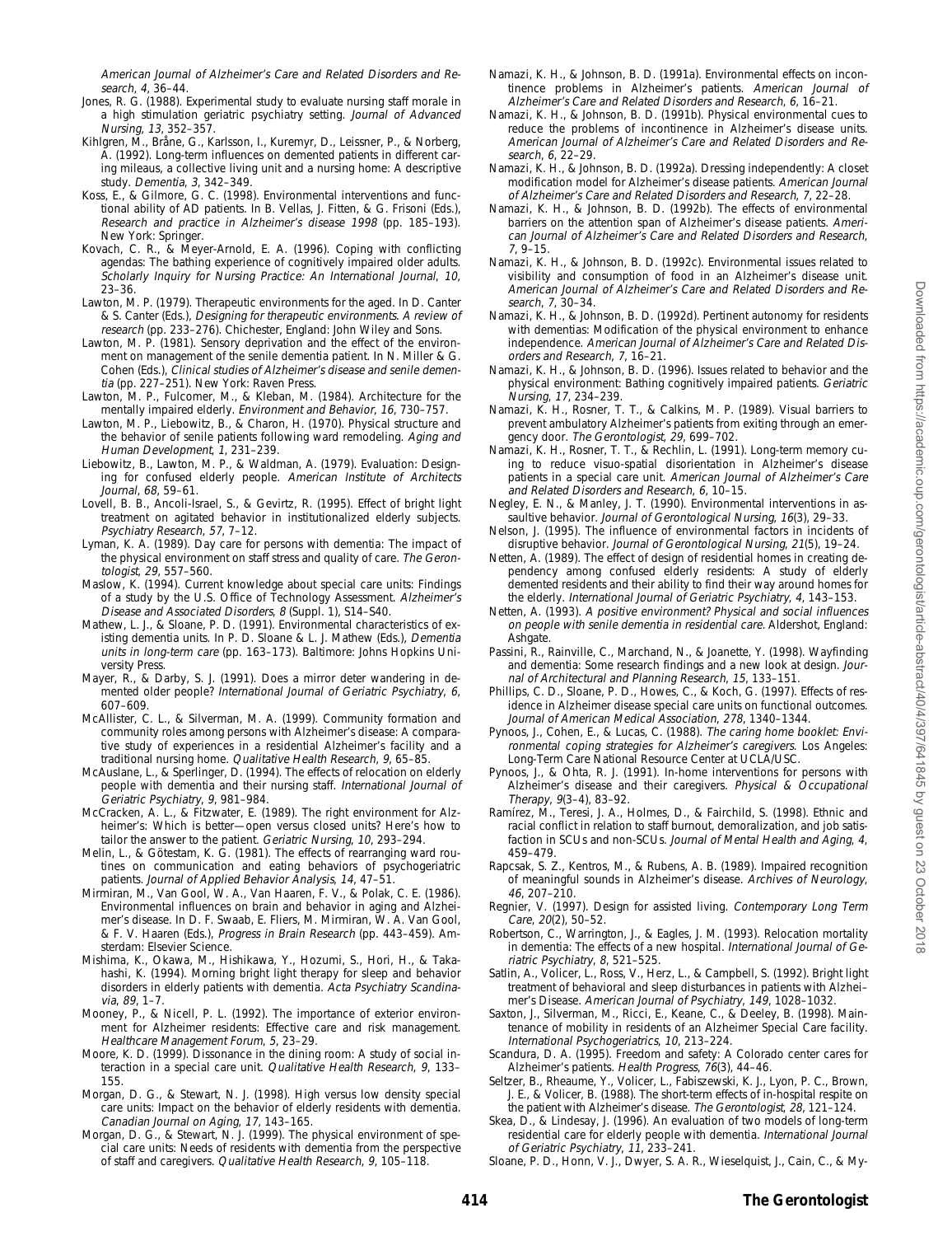American Journal of Alzheimer's Care and Related Disorders and Research, 4, 36–44.

Jones, R. G. (1988). Experimental study to evaluate nursing staff morale in a high stimulation geriatric psychiatry setting. *Journal of Advanced Nursing*, *13*, 352–357.

Kihlgren, M., Bråne, G., Karlsson, I., Kuremyr, D., Leissner, P., & Norberg, A. (1992). Long-term influences on demented patients in different caring mileaus, a collective living unit and a nursing home: A descriptive study. *Dementia*, *3*, 342–349.

Koss, E., & Gilmore, G. C. (1998). Environmental interventions and functional ability of AD patients. In B. Vellas, J. Fitten, & G. Frisoni (Eds.), *Research and practice in Alzheimer's disease 1998* (pp. 185–193). New York: Springer.

Kovach, C. R., & Meyer-Arnold, E. A. (1996). Coping with conflicting agendas: The bathing experience of cognitively impaired older adults. *Scholarly Inquiry for Nursing Practice: An International Journal*, *10*, 23–36.

Lawton, M. P. (1979). Therapeutic environments for the aged. In D. Canter & S. Canter (Eds.), *Designing for therapeutic environments. A review of research* (pp. 233–276). Chichester, England: John Wiley and Sons.

Lawton, M. P. (1981). Sensory deprivation and the effect of the environment on management of the senile dementia patient. In N. Miller & G. Cohen (Eds.), *Clinical studies of Alzheimer's disease and senile dementia* (pp. 227–251). New York: Raven Press.

Lawton, M. P., Fulcomer, M., & Kleban, M. (1984). Architecture for the mentally impaired elderly. *Environment and Behavior*, *16*, 730–757.

Lawton, M. P., Liebowitz, B., & Charon, H. (1970). Physical structure and the behavior of senile patients following ward remodeling. *Aging and Human Development*, *1*, 231–239.

Liebowitz, B., Lawton, M. P., & Waldman, A. (1979). Evaluation: Designing for confused elderly people. *American Institute of Architects Journal*, *68*, 59–61.

Lovell, B. B., Ancoli-Israel, S., & Gevirtz, R. (1995). Effect of bright light treatment on agitated behavior in institutionalized elderly subjects. *Psychiatry Research*, *57*, 7–12.

Lyman, K. A. (1989). Day care for persons with dementia: The impact of the physical environment on staff stress and quality of care. *The Gerontologist*, *29*, 557–560.

Maslow, K. (1994). Current knowledge about special care units: Findings of a study by the U.S. Office of Technology Assessment. *Alzheimer's Disease and Associated Disorders*, *8* (Suppl. 1), S14–S40.

Mathew, L. J., & Sloane, P. D. (1991). Environmental characteristics of existing dementia units. In P. D. Sloane & L. J. Mathew (Eds.), *Dementia units in long-term care* (pp. 163–173). Baltimore: Johns Hopkins University Press.

Mayer, R., & Darby, S. J. (1991). Does a mirror deter wandering in demented older people? *International Journal of Geriatric Psychiatry*, *6*, 607–609.

McAllister, C. L., & Silverman, M. A. (1999). Community formation and community roles among persons with Alzheimer's disease: A comparative study of experiences in a residential Alzheimer's facility and a traditional nursing home. *Qualitative Health Research*, *9*, 65–85.

McAuslane, L., & Sperlinger, D. (1994). The effects of relocation on elderly people with dementia and their nursing staff. *International Journal of Geriatric Psychiatry*, *9*, 981–984.

McCracken, A. L., & Fitzwater, E. (1989). The right environment for Alzheimer's: Which is better—open versus closed units? Here's how to tailor the answer to the patient. *Geriatric Nursing*, *10*, 293–294.

Melin, L., & Götestam, K. G. (1981). The effects of rearranging ward routines on communication and eating behaviors of psychogeriatric patients. *Journal of Applied Behavior Analysis*, *14*, 47–51.

Mirmiran, M., Van Gool, W. A., Van Haaren, F. V., & Polak, C. E. (1986). Environmental influences on brain and behavior in aging and Alzheimer's disease. In D. F. Swaab, E. Fliers, M. Mirmiran, W. A. Van Gool, & F. V. Haaren (Eds.), *Progress in Brain Research* (pp. 443–459). Amsterdam: Elsevier Science.

Mishima, K., Okawa, M., Hishikawa, Y., Hozumi, S., Hori, H., & Takahashi, K. (1994). Morning bright light therapy for sleep and behavior disorders in elderly patients with dementia. *Acta Psychiatry Scandinavia*, *89*, 1–7.

Mooney, P., & Nicell, P. L. (1992). The importance of exterior environment for Alzheimer residents: Effective care and risk management. *Healthcare Management Forum*, *5*, 23–29.

Moore, K. D. (1999). Dissonance in the dining room: A study of social interaction in a special care unit. *Qualitative Health Research*, *9*, 133–155.

Morgan, D. G., & Stewart, N. J. (1998). High versus low density special care units: Impact on the behavior of elderly residents with dementia. *Canadian Journal on Aging*, *17*, 143–165.

Morgan, D. G., & Stewart, N. J. (1999). The physical environment of special care units: Needs of residents with dementia from the perspective of staff and caregivers. *Qualitative Health Research*, *9*, 105–118.

Namazi, K. H., & Johnson, B. D. (1991a). Environmental effects on incontinence problems in Alzheimer's patients. *American Journal of Alzheimer's Care and Related Disorders and Research*, *6*, 16–21.

Namazi, K. H., & Johnson, B. D. (1991b). Physical environmental cues to reduce the problems of incontinence in Alzheimer's disease units. *American Journal of Alzheimer's Care and Related Disorders and Research*, *6*, 22–29.

Namazi, K. H., & Johnson, B. D. (1992a). Dressing independently: A closet modification model for Alzheimer's disease patients. *American Journal of Alzheimer's Care and Related Disorders and Research*, *7*, 22–28.

Namazi, K. H., & Johnson, B. D. (1992b). The effects of environmental barriers on the attention span of Alzheimer's disease patients. *American Journal of Alzheimer's Care and Related Disorders and Research*, *7*, 9–15.

Namazi, K. H., & Johnson, B. D. (1992c). Environmental issues related to visibility and consumption of food in an Alzheimer's disease unit. *American Journal of Alzheimer's Care and Related Disorders and Research*, *7*, 30–34.

Namazi, K. H., & Johnson, B. D. (1992d). Pertinent autonomy for residents with dementias: Modification of the physical environment to enhance independence. *American Journal of Alzheimer's Care and Related Disorders and Research*, *7*, 16–21.

Namazi, K. H., & Johnson, B. D. (1996). Issues related to behavior and the physical environment: Bathing cognitively impaired patients. *Geriatric Nursing*, *17*, 234–239.

Namazi, K. H., Rosner, T. T., & Calkins, M. P. (1989). Visual barriers to prevent ambulatory Alzheimer's patients from exiting through an emergency door. *The Gerontologist*, *29*, 699–702.

Namazi, K. H., Rosner, T. T., & Rechlin, L. (1991). Long-term memory cuing to reduce visuo-spatial disorientation in Alzheimer's disease patients in a special care unit. *American Journal of Alzheimer's Care and Related Disorders and Research*, *6*, 10–15.

Negley, E. N., & Manley, J. T. (1990). Environmental interventions in assaultive behavior. *Journal of Gerontological Nursing*, *16*(3), 29–33.

Nelson, J. (1995). The influence of environmental factors in incidents of disruptive behavior. *Journal of Gerontological Nursing*, *21*(5), 19–24.

Netten, A. (1989). The effect of design of residential homes in creating dependency among confused elderly residents: A study of elderly demented residents and their ability to find their way around homes for the elderly. *International Journal of Geriatric Psychiatry*, *4*, 143–153.

Netten, A. (1993). *A positive environment? Physical and social influences on people with senile dementia in residential care*. Aldershot, England: Ashgate.

Passini, R., Rainville, C., Marchand, N., & Joanette, Y. (1998). Wayfinding and dementia: Some research findings and a new look at design. *Journal of Architectural and Planning Research*, *15*, 133–151.

Phillips, C. D., Sloane, P. D., Howes, C., & Koch, G. (1997). Effects of residence in Alzheimer disease special care units on functional outcomes. *Journal of American Medical Association*, *278*, 1340–1344.

Pynoos, J., Cohen, E., & Lucas, C. (1988). *The caring home booklet: Environmental coping strategies for Alzheimer's caregivers*. Los Angeles: Long-Term Care National Resource Center at UCLA/USC.

Pynoos, J., & Ohta, R. J. (1991). In-home interventions for persons with Alzheimer's disease and their caregivers. *Physical & Occupational Therapy*, *9*(3–4), 83–92.

Ramírez, M., Teresi, J. A., Holmes, D., & Fairchild, S. (1998). Ethnic and racial conflict in relation to staff burnout, demoralization, and job satisfaction in SCUs and non-SCUs. *Journal of Mental Health and Aging*, *4*, 459–479.

Rapcsak, S. Z., Kentros, M., & Rubens, A. B. (1989). Impaired recognition of meaningful sounds in Alzheimer's disease. *Archives of Neurology*, *46*, 207–210.

Regnier, V. (1997). Design for assisted living. *Contemporary Long Term Care*, *20*(2), 50–52.

Robertson, C., Warrington, J., & Eagles, J. M. (1993). Relocation mortality in dementia: The effects of a new hospital. *International Journal of Geriatric Psychiatry*, *8*, 521–525.

Satlin, A., Volicer, L., Ross, V., Herz, L., & Campbell, S. (1992). Bright light treatment of behavioral and sleep disturbances in patients with Alzheimer's Disease. *American Journal of Psychiatry*, *149*, 1028–1032.

Saxton, J., Silverman, M., Ricci, E., Keane, C., & Deeley, B. (1998). Maintenance of mobility in residents of an Alzheimer Special Care facility. *International Psychogeriatrics*, *10*, 213–224.

Scandura, D. A. (1995). Freedom and safety: A Colorado center cares for Alzheimer's patients. *Health Progress*, *76*(3), 44–46.

Seltzer, B., Rheaume, Y., Volicer, L., Fabiszewski, K. J., Lyon, P. C., Brown, J. E., & Volicer, B. (1988). The short-term effects of in-hospital respite on the patient with Alzheimer's disease. *The Gerontologist*, *28*, 121–124.

Skea, D., & Lindesay, J. (1996). An evaluation of two models of long-term residential care for elderly people with dementia. *International Journal of Geriatric Psychiatry*, *11*, 233–241.

Sloane, P. D., Honn, V. J., Dwyer, S. A. R., Wieselquist, J., Cain, C., & My-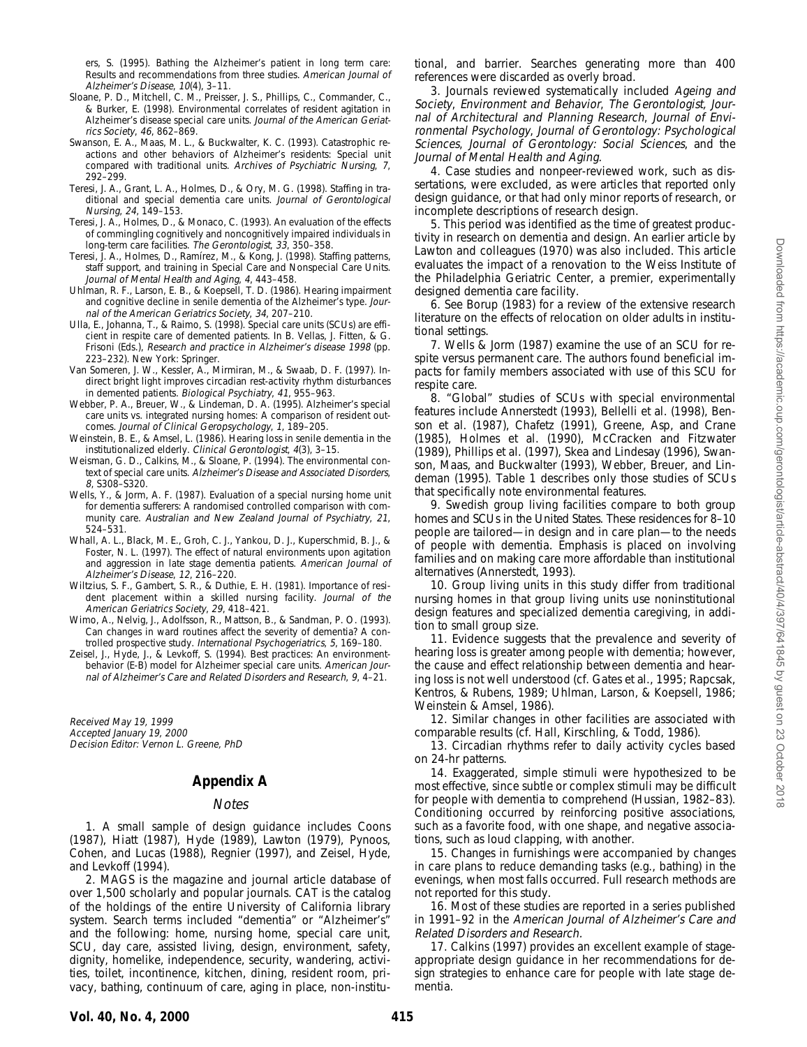ers, S. (1995). Bathing the Alzheimer's patient in long term care: Results and recommendations from three studies. *American Journal of Alzheimer's Disease*, *10*(4), 3–11.

Sloane, P. D., Mitchell, C. M., Preisser, J. S., Phillips, C., Commander, C., & Burker, E. (1998). Environmental correlates of resident agitation in Alzheimer's disease special care units. *Journal of the American Geriatrics Society*, *46*, 862–869.

Swanson, E. A., Maas, M. L., & Buckwalter, K. C. (1993). Catastrophic reactions and other behaviors of Alzheimer's residents: Special unit compared with traditional units. *Archives of Psychiatric Nursing*, *7*, 292–299.

Teresi, J. A., Grant, L. A., Holmes, D., & Ory, M. G. (1998). Staffing in traditional and special dementia care units. *Journal of Gerontological Nursing*, *24*, 149–153.

Teresi, J. A., Holmes, D., & Monaco, C. (1993). An evaluation of the effects of commingling cognitively and noncognitively impaired individuals in long-term care facilities. *The Gerontologist*, *33*, 350–358.

Teresi, J. A., Holmes, D., Ramírez, M., & Kong, J. (1998). Staffing patterns, staff support, and training in Special Care and Nonspecial Care Units. *Journal of Mental Health and Aging*, *4*, 443–458.

Uhlman, R. F., Larson, E. B., & Koepsell, T. D. (1986). Hearing impairment and cognitive decline in senile dementia of the Alzheimer's type. *Journal of the American Geriatrics Society*, *34*, 207–210.

Ulla, E., Johanna, T., & Raimo, S. (1998). Special care units (SCUs) are efficient in respite care of demented patients. In B. Vellas, J. Fitten, & G. Frisoni (Eds.), *Research and practice in Alzheimer's disease 1998* (pp. 223–232). New York: Springer.

Van Someren, J. W., Kessler, A., Mirmiran, M., & Swaab, D. F. (1997). Indirect bright light improves circadian rest-activity rhythm disturbances in demented patients. *Biological Psychiatry*, *41*, 955–963.

Webber, P. A., Breuer, W., & Lindeman, D. A. (1995). Alzheimer's special care units vs. integrated nursing homes: A comparison of resident outcomes. *Journal of Clinical Geropsychology*, *1*, 189–205.

Weinstein, B. E., & Amsel, L. (1986). Hearing loss in senile dementia in the institutionalized elderly. *Clinical Gerontologist*, *4*(3), 3–15.

Weisman, G. D., Calkins, M., & Sloane, P. (1994). The environmental context of special care units. *Alzheimer's Disease and Associated Disorders*, *8*, S308–S320.

Wells, Y., & Jorm, A. F. (1987). Evaluation of a special nursing home unit for dementia sufferers: A randomised controlled comparison with community care. *Australian and New Zealand Journal of Psychiatry*, *21*, 524–531.

Whall, A. L., Black, M. E., Groh, C. J., Yankou, D. J., Kuperschmid, B. J., & Foster, N. L. (1997). The effect of natural environments upon agitation and aggression in late stage dementia patients. *American Journal of Alzheimer's Disease*, *12*, 216–220.

Wiltzius, S. F., Gambert, S. R., & Duthie, E. H. (1981). Importance of resident placement within a skilled nursing facility. *Journal of the American Geriatrics Society*, *29*, 418–421.

Wimo, A., Nelvig, J., Adolfsson, R., Mattson, B., & Sandman, P. O. (1993). Can changes in ward routines affect the severity of dementia? A controlled prospective study. *International Psychogeriatrics*, *5*, 169–180.

Zeisel, J., Hyde, J., & Levkoff, S. (1994). Best practices: An environment-behavior (E-B) model for Alzheimer special care units. *American Journal of Alzheimer's Care and Related Disorders and Research*, *9*, 4–21.

*Received May 19, 1999*
*Accepted January 19, 2000*
*Decision Editor: Vernon L. Greene, PhD*

## Appendix A

### *Notes*

1. A small sample of design guidance includes Coons (1987), Hiatt (1987), Hyde (1989), Lawton (1979), Pynoos, Cohen, and Lucas (1988), Regnier (1997), and Zeisel, Hyde, and Levkoff (1994).

2. MAGS is the magazine and journal article database of over 1,500 scholarly and popular journals. CAT is the catalog of the holdings of the entire University of California library system. Search terms included "dementia" or "Alzheimer's" and the following: home, nursing home, special care unit, SCU, day care, assisted living, design, environment, safety, dignity, homelike, independence, security, wandering, activities, toilet, incontinence, kitchen, dining, resident room, privacy, bathing, continuum of care, aging in place, non-institutional, and barrier. Searches generating more than 400 references were discarded as overly broad.

3. Journals reviewed systematically included *Ageing and Society*, *Environment and Behavior*, *The Gerontologist*, *Journal of Architectural and Planning Research*, *Journal of Environmental Psychology*, *Journal of Gerontology: Psychological Sciences*, *Journal of Gerontology: Social Sciences*, and the *Journal of Mental Health and Aging*.

4. Case studies and nonpeer-reviewed work, such as dissertations, were excluded, as were articles that reported only design guidance, or that had only minor reports of research, or incomplete descriptions of research design.

5. This period was identified as the time of greatest productivity in research on dementia and design. An earlier article by Lawton and colleagues (1970) was also included. This article evaluates the impact of a renovation to the Weiss Institute of the Philadelphia Geriatric Center, a premier, experimentally designed dementia care facility.

6. See Borup (1983) for a review of the extensive research literature on the effects of relocation on older adults in institutional settings.

7. Wells & Jorm (1987) examine the use of an SCU for respite versus permanent care. The authors found beneficial impacts for family members associated with use of this SCU for respite care.

8. "Global" studies of SCUs with special environmental features include Annerstedt (1993), Bellelli et al. (1998), Benson et al. (1987), Chafetz (1991), Greene, Asp, and Crane (1985), Holmes et al. (1990), McCracken and Fitzwater (1989), Phillips et al. (1997), Skea and Lindesay (1996), Swanson, Maas, and Buckwalter (1993), Webber, Breuer, and Lindeman (1995). Table 1 describes only those studies of SCUs that specifically note environmental features.

9. Swedish group living facilities compare to both group homes and SCUs in the United States. These residences for 8–10 people are tailored—in design and in care plan—to the needs of people with dementia. Emphasis is placed on involving families and on making care more affordable than institutional alternatives (Annerstedt, 1993).

10. Group living units in this study differ from traditional nursing homes in that group living units use noninstitutional design features and specialized dementia caregiving, in addition to small group size.

11. Evidence suggests that the prevalence and severity of hearing loss is greater among people with dementia; however, the cause and effect relationship between dementia and hearing loss is not well understood (cf. Gates et al., 1995; Rapcsak, Kentros, & Rubens, 1989; Uhlman, Larson, & Koepsell, 1986; Weinstein & Amsel, 1986).

12. Similar changes in other facilities are associated with comparable results (cf. Hall, Kirschling, & Todd, 1986).

13. Circadian rhythms refer to daily activity cycles based on 24-hr patterns.

14. Exaggerated, simple stimuli were hypothesized to be most effective, since subtle or complex stimuli may be difficult for people with dementia to comprehend (Hussian, 1982–83). Conditioning occurred by reinforcing positive associations, such as a favorite food, with one shape, and negative associations, such as loud clapping, with another.

15. Changes in furnishings were accompanied by changes in care plans to reduce demanding tasks (e.g., bathing) in the evenings, when most falls occurred. Full research methods are not reported for this study.

16. Most of these studies are reported in a series published in 1991–92 in the *American Journal of Alzheimer's Care and Related Disorders and Research*.

17. Calkins (1997) provides an excellent example of stage-appropriate design guidance in her recommendations for design strategies to enhance care for people with late stage dementia.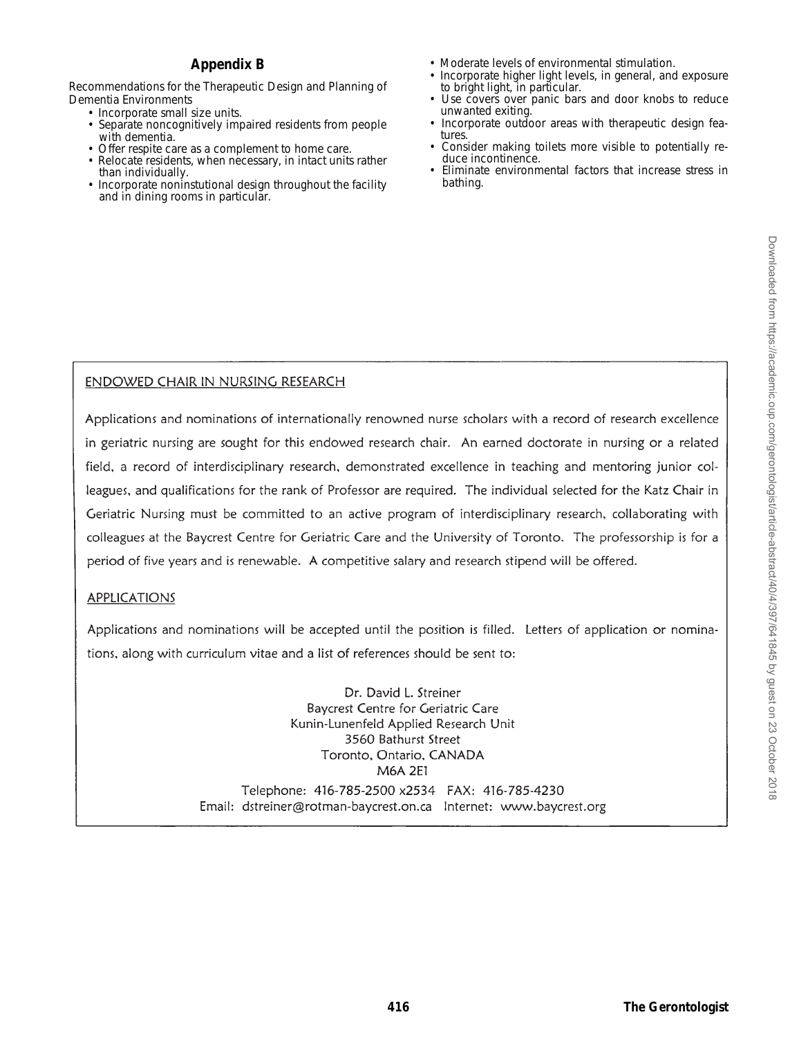## Appendix B

Recommendations for the Therapeutic Design and Planning of Dementia Environments

- Incorporate small size units.
- Separate noncognitively impaired residents from people with dementia.
- Offer respite care as a complement to home care.
- Relocate residents, when necessary, in intact units rather than individually.
- Incorporate noninstutional design throughout the facility and in dining rooms in particular.
- Moderate levels of environmental stimulation.
- Incorporate higher light levels, in general, and exposure to bright light, in particular.
- Use covers over panic bars and door knobs to reduce unwanted exiting.
- Incorporate outdoor areas with therapeutic design features.
- Consider making toilets more visible to potentially reduce incontinence.
- Eliminate environmental factors that increase stress in bathing.

## ENDOWED CHAIR IN NURSING RESEARCH

Applications and nominations of internationally renowned nurse scholars with a record of research excellence in geriatric nursing are sought for this endowed research chair. An earned doctorate in nursing or a related field, a record of interdisciplinary research, demonstrated excellence in teaching and mentoring junior colleagues, and qualifications for the rank of Professor are required. The individual selected for the Katz Chair in Geriatric Nursing must be committed to an active program of interdisciplinary research, collaborating with colleagues at the Baycrest Centre for Geriatric Care and the University of Toronto. The professorship is for a period of five years and is renewable. A competitive salary and research stipend will be offered.

### APPLICATIONS

Applications and nominations will be accepted until the position is filled. Letters of application or nominations, along with curriculum vitae and a list of references should be sent to:

Dr. David L. Streiner
Baycrest Centre for Geriatric Care
Kunin-Lunenfeld Applied Research Unit
3560 Bathurst Street
Toronto, Ontario, CANADA
M6A 2E1

Telephone: 416-785-2500 x2534 FAX: 416-785-4230
Email: dstreiner@rotman-baycrest.on.ca Internet: www.baycrest.org